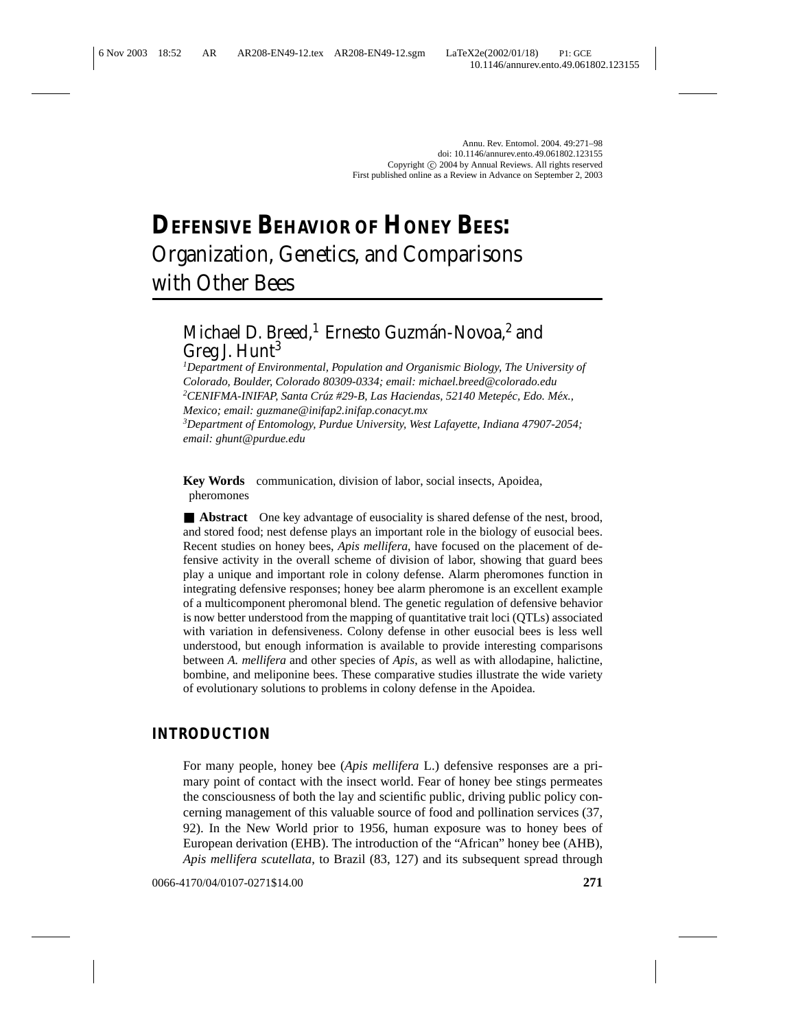# DEFENSIVE BEHAVIOR OF HONEY BEES: Organization, Genetics, and Comparisons with Other Bees

Michael D. Breed,[1] Ernesto Guzmán-Novoa,[2] and Greg J. Hunt[3]

[1]*Department of Environmental, Population and Organismic Biology, The University of Colorado, Boulder, Colorado 80309-0334; email: michael.breed@colorado.edu*
[2]*CENIFMA-INIFAP, Santa Crúz #29-B, Las Haciendas, 52140 Metepéc, Edo. Méx., Mexico; email: guzmane@inifap2.inifap.conacyt.mx*
[3]*Department of Entomology, Purdue University, West Lafayette, Indiana 47907-2054; email: ghunt@purdue.edu*

**Key Words** communication, division of labor, social insects, Apoidea, pheromones

■ **Abstract** One key advantage of eusociality is shared defense of the nest, brood, and stored food; nest defense plays an important role in the biology of eusocial bees. Recent studies on honey bees, *Apis mellifera*, have focused on the placement of defensive activity in the overall scheme of division of labor, showing that guard bees play a unique and important role in colony defense. Alarm pheromones function in integrating defensive responses; honey bee alarm pheromone is an excellent example of a multicomponent pheromonal blend. The genetic regulation of defensive behavior is now better understood from the mapping of quantitative trait loci (QTLs) associated with variation in defensiveness. Colony defense in other eusocial bees is less well understood, but enough information is available to provide interesting comparisons between *A. mellifera* and other species of *Apis*, as well as with allodapine, halictine, bombine, and meliponine bees. These comparative studies illustrate the wide variety of evolutionary solutions to problems in colony defense in the Apoidea.

## INTRODUCTION

For many people, honey bee (*Apis mellifera* L.) defensive responses are a primary point of contact with the insect world. Fear of honey bee stings permeates the consciousness of both the lay and scientific public, driving public policy concerning management of this valuable source of food and pollination services (37, 92). In the New World prior to 1956, human exposure was to honey bees of European derivation (EHB). The introduction of the "African" honey bee (AHB), *Apis mellifera scutellata*, to Brazil (83, 127) and its subsequent spread through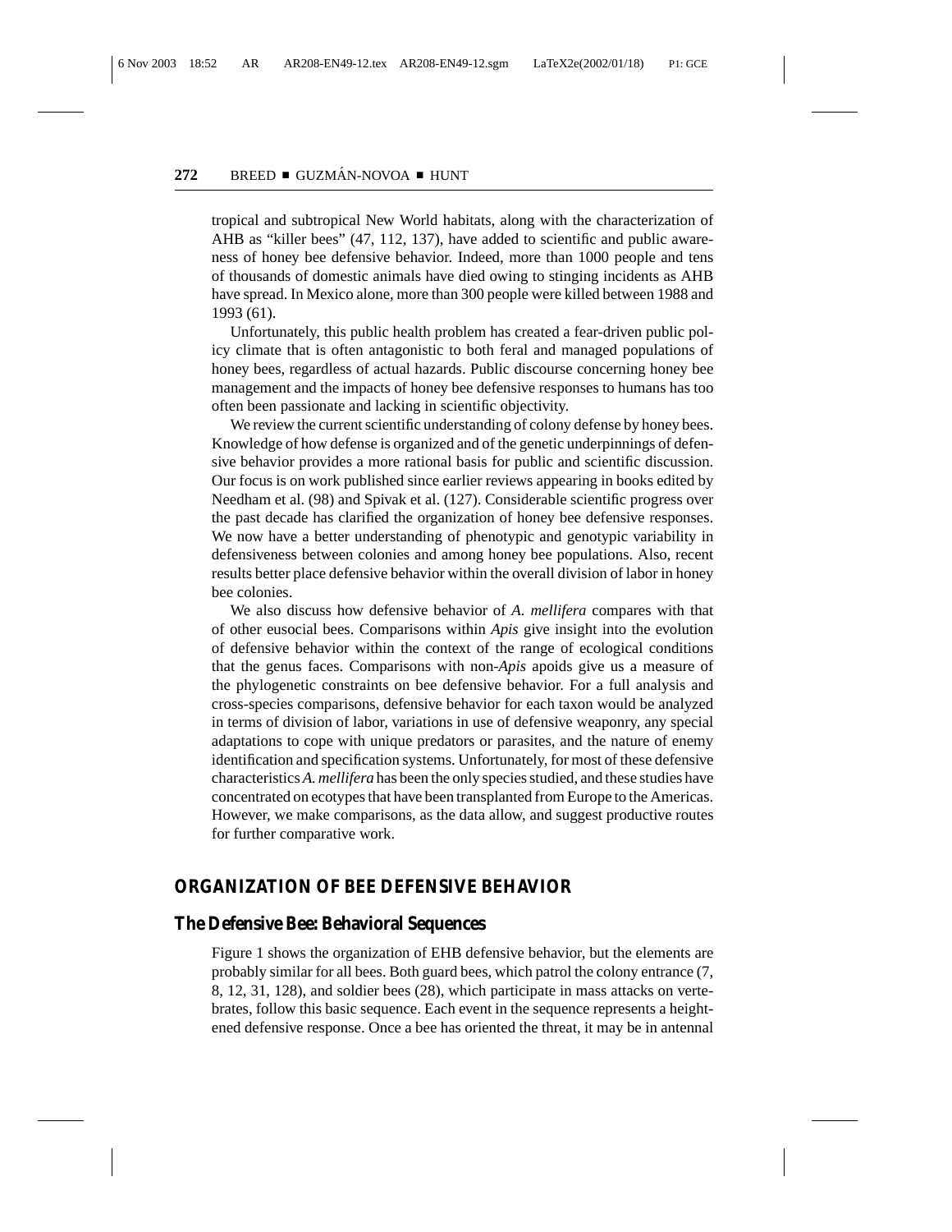tropical and subtropical New World habitats, along with the characterization of AHB as "killer bees" (47, 112, 137), have added to scientific and public awareness of honey bee defensive behavior. Indeed, more than 1000 people and tens of thousands of domestic animals have died owing to stinging incidents as AHB have spread. In Mexico alone, more than 300 people were killed between 1988 and 1993 (61).

Unfortunately, this public health problem has created a fear-driven public policy climate that is often antagonistic to both feral and managed populations of honey bees, regardless of actual hazards. Public discourse concerning honey bee management and the impacts of honey bee defensive responses to humans has too often been passionate and lacking in scientific objectivity.

We review the current scientific understanding of colony defense by honey bees. Knowledge of how defense is organized and of the genetic underpinnings of defensive behavior provides a more rational basis for public and scientific discussion. Our focus is on work published since earlier reviews appearing in books edited by Needham et al. (98) and Spivak et al. (127). Considerable scientific progress over the past decade has clarified the organization of honey bee defensive responses. We now have a better understanding of phenotypic and genotypic variability in defensiveness between colonies and among honey bee populations. Also, recent results better place defensive behavior within the overall division of labor in honey bee colonies.

We also discuss how defensive behavior of *A. mellifera* compares with that of other eusocial bees. Comparisons within *Apis* give insight into the evolution of defensive behavior within the context of the range of ecological conditions that the genus faces. Comparisons with non-*Apis* apoids give us a measure of the phylogenetic constraints on bee defensive behavior. For a full analysis and cross-species comparisons, defensive behavior for each taxon would be analyzed in terms of division of labor, variations in use of defensive weaponry, any special adaptations to cope with unique predators or parasites, and the nature of enemy identification and specification systems. Unfortunately, for most of these defensive characteristics *A. mellifera* has been the only species studied, and these studies have concentrated on ecotypes that have been transplanted from Europe to the Americas. However, we make comparisons, as the data allow, and suggest productive routes for further comparative work.

## ORGANIZATION OF BEE DEFENSIVE BEHAVIOR

### The Defensive Bee: Behavioral Sequences

Figure 1 shows the organization of EHB defensive behavior, but the elements are probably similar for all bees. Both guard bees, which patrol the colony entrance (7, 8, 12, 31, 128), and soldier bees (28), which participate in mass attacks on vertebrates, follow this basic sequence. Each event in the sequence represents a heightened defensive response. Once a bee has oriented the threat, it may be in antennal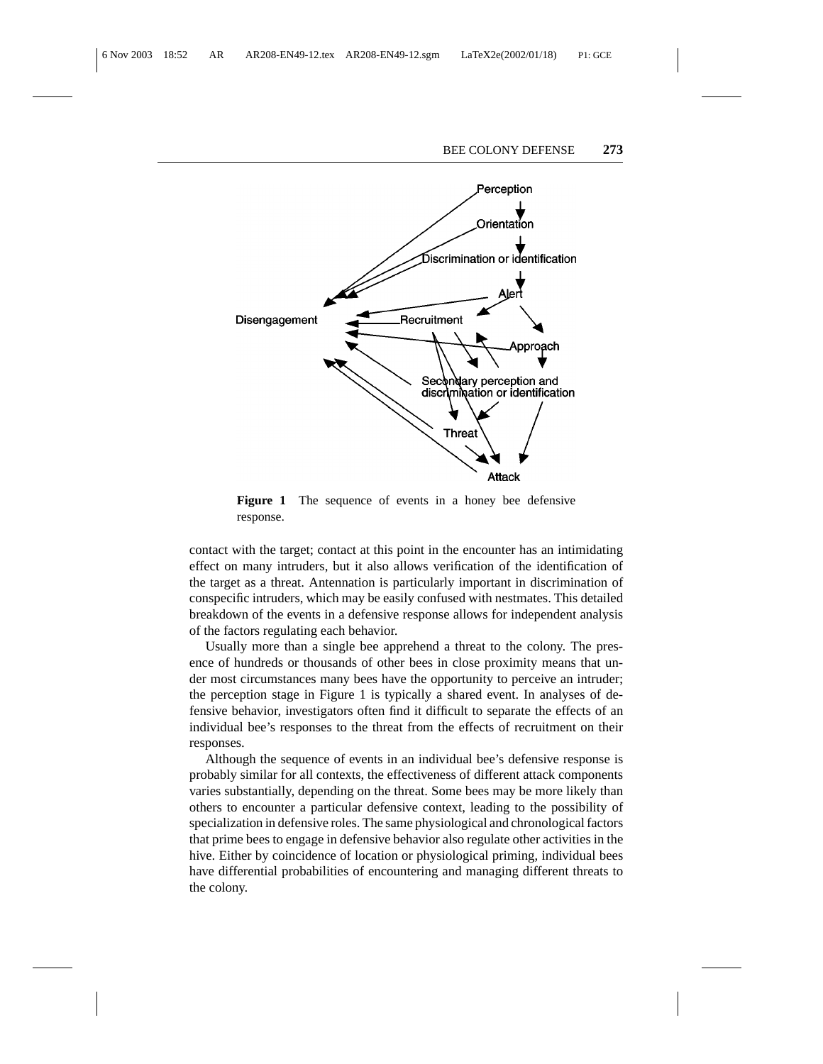**Figure 1** The sequence of events in a honey bee defensive response.

contact with the target; contact at this point in the encounter has an intimidating effect on many intruders, but it also allows verification of the identification of the target as a threat. Antennation is particularly important in discrimination of conspecific intruders, which may be easily confused with nestmates. This detailed breakdown of the events in a defensive response allows for independent analysis of the factors regulating each behavior.

Usually more than a single bee apprehend a threat to the colony. The presence of hundreds or thousands of other bees in close proximity means that under most circumstances many bees have the opportunity to perceive an intruder; the perception stage in Figure 1 is typically a shared event. In analyses of defensive behavior, investigators often find it difficult to separate the effects of an individual bee's responses to the threat from the effects of recruitment on their responses.

Although the sequence of events in an individual bee's defensive response is probably similar for all contexts, the effectiveness of different attack components varies substantially, depending on the threat. Some bees may be more likely than others to encounter a particular defensive context, leading to the possibility of specialization in defensive roles. The same physiological and chronological factors that prime bees to engage in defensive behavior also regulate other activities in the hive. Either by coincidence of location or physiological priming, individual bees have differential probabilities of encountering and managing different threats to the colony.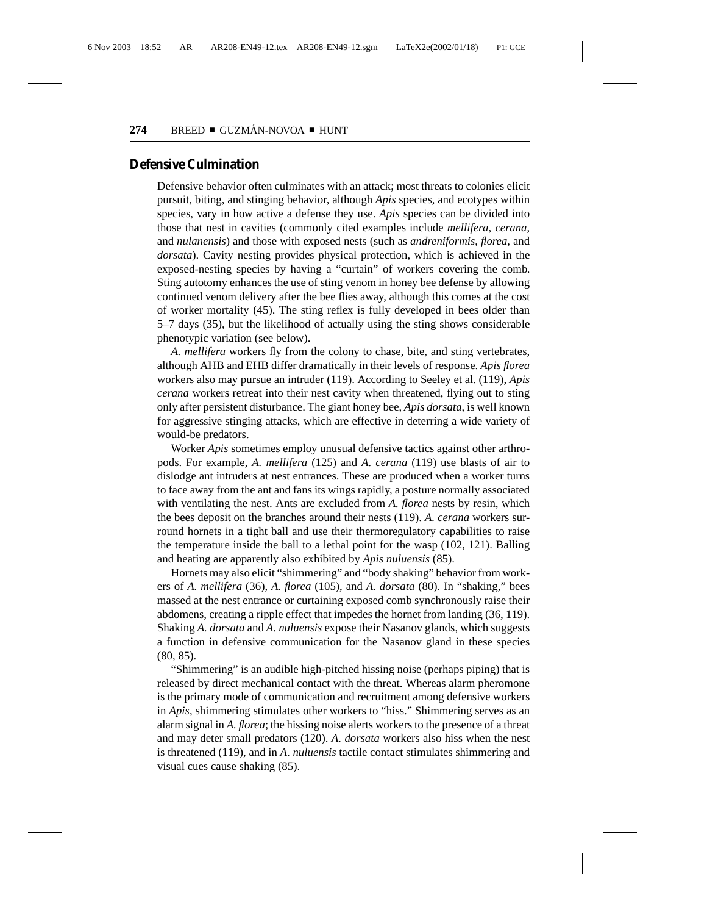## Defensive Culmination

Defensive behavior often culminates with an attack; most threats to colonies elicit pursuit, biting, and stinging behavior, although *Apis* species, and ecotypes within species, vary in how active a defense they use. *Apis* species can be divided into those that nest in cavities (commonly cited examples include *mellifera*, *cerana*, and *nulanensis*) and those with exposed nests (such as *andreniformis*, *florea*, and *dorsata*). Cavity nesting provides physical protection, which is achieved in the exposed-nesting species by having a "curtain" of workers covering the comb. Sting autotomy enhances the use of sting venom in honey bee defense by allowing continued venom delivery after the bee flies away, although this comes at the cost of worker mortality (45). The sting reflex is fully developed in bees older than 5–7 days (35), but the likelihood of actually using the sting shows considerable phenotypic variation (see below).

*A. mellifera* workers fly from the colony to chase, bite, and sting vertebrates, although AHB and EHB differ dramatically in their levels of response. *Apis florea* workers also may pursue an intruder (119). According to Seeley et al. (119), *Apis cerana* workers retreat into their nest cavity when threatened, flying out to sting only after persistent disturbance. The giant honey bee, *Apis dorsata*, is well known for aggressive stinging attacks, which are effective in deterring a wide variety of would-be predators.

Worker *Apis* sometimes employ unusual defensive tactics against other arthropods. For example, *A. mellifera* (125) and *A. cerana* (119) use blasts of air to dislodge ant intruders at nest entrances. These are produced when a worker turns to face away from the ant and fans its wings rapidly, a posture normally associated with ventilating the nest. Ants are excluded from *A. florea* nests by resin, which the bees deposit on the branches around their nests (119). *A. cerana* workers surround hornets in a tight ball and use their thermoregulatory capabilities to raise the temperature inside the ball to a lethal point for the wasp (102, 121). Balling and heating are apparently also exhibited by *Apis nuluensis* (85).

Hornets may also elicit "shimmering" and "body shaking" behavior from workers of *A. mellifera* (36), *A. florea* (105), and *A. dorsata* (80). In "shaking," bees massed at the nest entrance or curtaining exposed comb synchronously raise their abdomens, creating a ripple effect that impedes the hornet from landing (36, 119). Shaking *A. dorsata* and *A. nuluensis* expose their Nasanov glands, which suggests a function in defensive communication for the Nasanov gland in these species (80, 85).

"Shimmering" is an audible high-pitched hissing noise (perhaps piping) that is released by direct mechanical contact with the threat. Whereas alarm pheromone is the primary mode of communication and recruitment among defensive workers in *Apis*, shimmering stimulates other workers to "hiss." Shimmering serves as an alarm signal in *A. florea*; the hissing noise alerts workers to the presence of a threat and may deter small predators (120). *A. dorsata* workers also hiss when the nest is threatened (119), and in *A. nuluensis* tactile contact stimulates shimmering and visual cues cause shaking (85).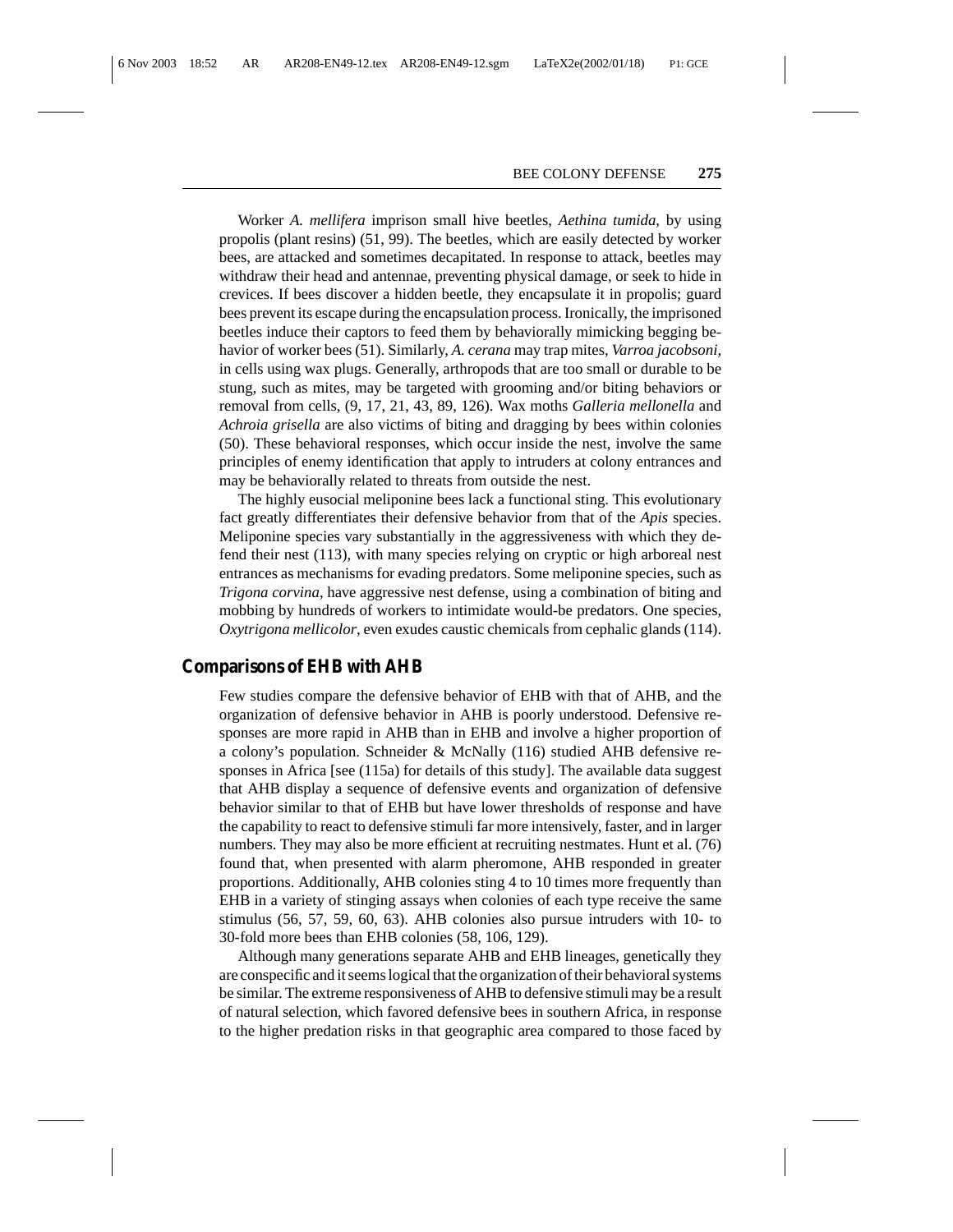Worker *A. mellifera* imprison small hive beetles, *Aethina tumida*, by using propolis (plant resins) (51, 99). The beetles, which are easily detected by worker bees, are attacked and sometimes decapitated. In response to attack, beetles may withdraw their head and antennae, preventing physical damage, or seek to hide in crevices. If bees discover a hidden beetle, they encapsulate it in propolis; guard bees prevent its escape during the encapsulation process. Ironically, the imprisoned beetles induce their captors to feed them by behaviorally mimicking begging behavior of worker bees (51). Similarly, *A. cerana* may trap mites, *Varroa jacobsoni*, in cells using wax plugs. Generally, arthropods that are too small or durable to be stung, such as mites, may be targeted with grooming and/or biting behaviors or removal from cells, (9, 17, 21, 43, 89, 126). Wax moths *Galleria mellonella* and *Achroia grisella* are also victims of biting and dragging by bees within colonies (50). These behavioral responses, which occur inside the nest, involve the same principles of enemy identification that apply to intruders at colony entrances and may be behaviorally related to threats from outside the nest.

The highly eusocial meliponine bees lack a functional sting. This evolutionary fact greatly differentiates their defensive behavior from that of the *Apis* species. Meliponine species vary substantially in the aggressiveness with which they defend their nest (113), with many species relying on cryptic or high arboreal nest entrances as mechanisms for evading predators. Some meliponine species, such as *Trigona corvina*, have aggressive nest defense, using a combination of biting and mobbing by hundreds of workers to intimidate would-be predators. One species, *Oxytrigona mellicolor*, even exudes caustic chemicals from cephalic glands (114).

## Comparisons of EHB with AHB

Few studies compare the defensive behavior of EHB with that of AHB, and the organization of defensive behavior in AHB is poorly understood. Defensive responses are more rapid in AHB than in EHB and involve a higher proportion of a colony's population. Schneider & McNally (116) studied AHB defensive responses in Africa [see (115a) for details of this study]. The available data suggest that AHB display a sequence of defensive events and organization of defensive behavior similar to that of EHB but have lower thresholds of response and have the capability to react to defensive stimuli far more intensively, faster, and in larger numbers. They may also be more efficient at recruiting nestmates. Hunt et al. (76) found that, when presented with alarm pheromone, AHB responded in greater proportions. Additionally, AHB colonies sting 4 to 10 times more frequently than EHB in a variety of stinging assays when colonies of each type receive the same stimulus (56, 57, 59, 60, 63). AHB colonies also pursue intruders with 10- to 30-fold more bees than EHB colonies (58, 106, 129).

Although many generations separate AHB and EHB lineages, genetically they are conspecific and it seems logical that the organization of their behavioral systems be similar. The extreme responsiveness of AHB to defensive stimuli may be a result of natural selection, which favored defensive bees in southern Africa, in response to the higher predation risks in that geographic area compared to those faced by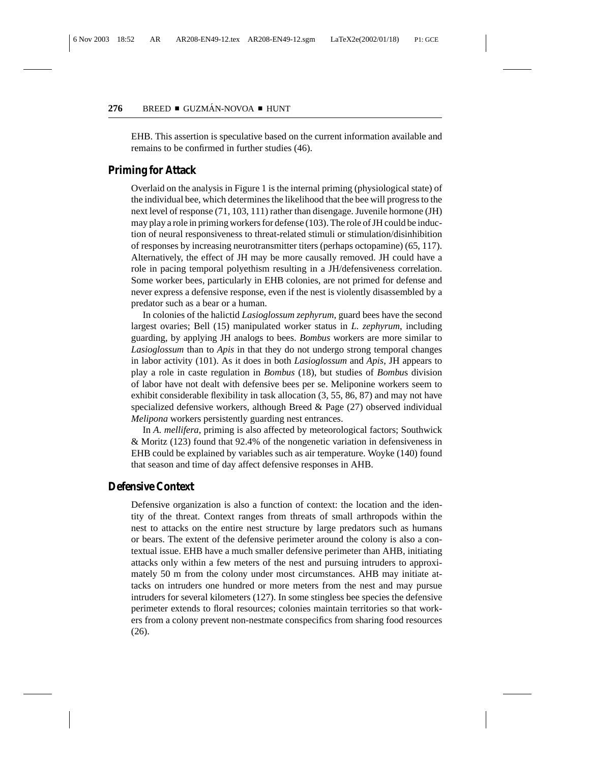EHB. This assertion is speculative based on the current information available and remains to be confirmed in further studies (46).

## Priming for Attack

Overlaid on the analysis in Figure 1 is the internal priming (physiological state) of the individual bee, which determines the likelihood that the bee will progress to the next level of response (71, 103, 111) rather than disengage. Juvenile hormone (JH) may play a role in priming workers for defense (103). The role of JH could be induction of neural responsiveness to threat-related stimuli or stimulation/disinhibition of responses by increasing neurotransmitter titers (perhaps octopamine) (65, 117). Alternatively, the effect of JH may be more causally removed. JH could have a role in pacing temporal polyethism resulting in a JH/defensiveness correlation. Some worker bees, particularly in EHB colonies, are not primed for defense and never express a defensive response, even if the nest is violently disassembled by a predator such as a bear or a human.

In colonies of the halictid *Lasioglossum zephyrum*, guard bees have the second largest ovaries; Bell (15) manipulated worker status in *L. zephyrum*, including guarding, by applying JH analogs to bees. *Bombus* workers are more similar to *Lasioglossum* than to *Apis* in that they do not undergo strong temporal changes in labor activity (101). As it does in both *Lasioglossum* and *Apis*, JH appears to play a role in caste regulation in *Bombus* (18), but studies of *Bombus* division of labor have not dealt with defensive bees per se. Meliponine workers seem to exhibit considerable flexibility in task allocation (3, 55, 86, 87) and may not have specialized defensive workers, although Breed & Page (27) observed individual *Melipona* workers persistently guarding nest entrances.

In *A. mellifera*, priming is also affected by meteorological factors; Southwick & Moritz (123) found that 92.4% of the nongenetic variation in defensiveness in EHB could be explained by variables such as air temperature. Woyke (140) found that season and time of day affect defensive responses in AHB.

## Defensive Context

Defensive organization is also a function of context: the location and the identity of the threat. Context ranges from threats of small arthropods within the nest to attacks on the entire nest structure by large predators such as humans or bears. The extent of the defensive perimeter around the colony is also a contextual issue. EHB have a much smaller defensive perimeter than AHB, initiating attacks only within a few meters of the nest and pursuing intruders to approximately 50 m from the colony under most circumstances. AHB may initiate attacks on intruders one hundred or more meters from the nest and may pursue intruders for several kilometers (127). In some stingless bee species the defensive perimeter extends to floral resources; colonies maintain territories so that workers from a colony prevent non-nestmate conspecifics from sharing food resources (26).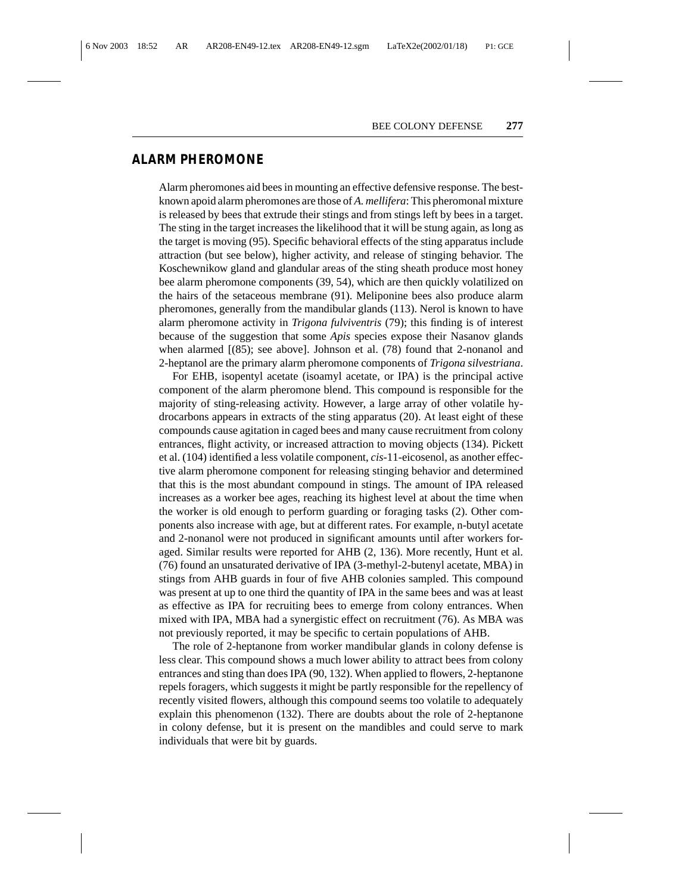## ALARM PHEROMONE

Alarm pheromones aid bees in mounting an effective defensive response. The best-known apoid alarm pheromones are those of *A. mellifera*: This pheromonal mixture is released by bees that extrude their stings and from stings left by bees in a target. The sting in the target increases the likelihood that it will be stung again, as long as the target is moving (95). Specific behavioral effects of the sting apparatus include attraction (but see below), higher activity, and release of stinging behavior. The Koschewnikow gland and glandular areas of the sting sheath produce most honey bee alarm pheromone components (39, 54), which are then quickly volatilized on the hairs of the setaceous membrane (91). Meliponine bees also produce alarm pheromones, generally from the mandibular glands (113). Nerol is known to have alarm pheromone activity in *Trigona fulviventris* (79); this finding is of interest because of the suggestion that some *Apis* species expose their Nasanov glands when alarmed [(85); see above]. Johnson et al. (78) found that 2-nonanol and 2-heptanol are the primary alarm pheromone components of *Trigona silvestriana*.

For EHB, isopentyl acetate (isoamyl acetate, or IPA) is the principal active component of the alarm pheromone blend. This compound is responsible for the majority of sting-releasing activity. However, a large array of other volatile hydrocarbons appears in extracts of the sting apparatus (20). At least eight of these compounds cause agitation in caged bees and many cause recruitment from colony entrances, flight activity, or increased attraction to moving objects (134). Pickett et al. (104) identified a less volatile component, *cis*-11-eicosenol, as another effective alarm pheromone component for releasing stinging behavior and determined that this is the most abundant compound in stings. The amount of IPA released increases as a worker bee ages, reaching its highest level at about the time when the worker is old enough to perform guarding or foraging tasks (2). Other components also increase with age, but at different rates. For example, n-butyl acetate and 2-nonanol were not produced in significant amounts until after workers foraged. Similar results were reported for AHB (2, 136). More recently, Hunt et al. (76) found an unsaturated derivative of IPA (3-methyl-2-butenyl acetate, MBA) in stings from AHB guards in four of five AHB colonies sampled. This compound was present at up to one third the quantity of IPA in the same bees and was at least as effective as IPA for recruiting bees to emerge from colony entrances. When mixed with IPA, MBA had a synergistic effect on recruitment (76). As MBA was not previously reported, it may be specific to certain populations of AHB.

The role of 2-heptanone from worker mandibular glands in colony defense is less clear. This compound shows a much lower ability to attract bees from colony entrances and sting than does IPA (90, 132). When applied to flowers, 2-heptanone repels foragers, which suggests it might be partly responsible for the repellency of recently visited flowers, although this compound seems too volatile to adequately explain this phenomenon (132). There are doubts about the role of 2-heptanone in colony defense, but it is present on the mandibles and could serve to mark individuals that were bit by guards.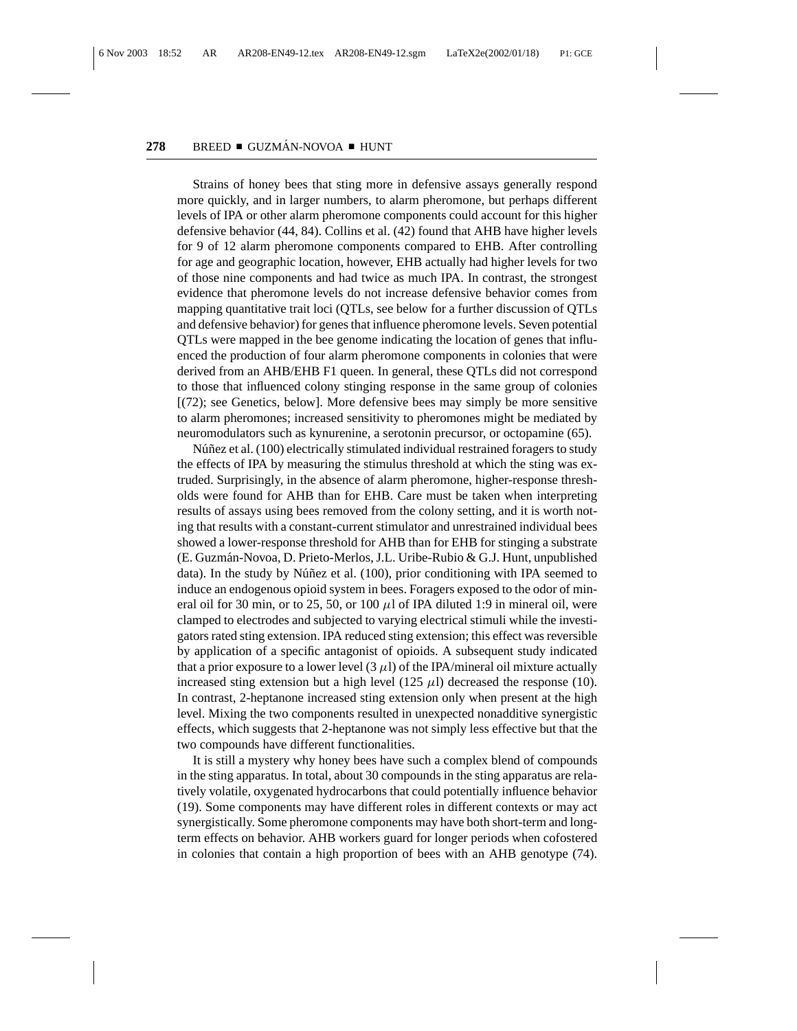Strains of honey bees that sting more in defensive assays generally respond more quickly, and in larger numbers, to alarm pheromone, but perhaps different levels of IPA or other alarm pheromone components could account for this higher defensive behavior (44, 84). Collins et al. (42) found that AHB have higher levels for 9 of 12 alarm pheromone components compared to EHB. After controlling for age and geographic location, however, EHB actually had higher levels for two of those nine components and had twice as much IPA. In contrast, the strongest evidence that pheromone levels do not increase defensive behavior comes from mapping quantitative trait loci (QTLs, see below for a further discussion of QTLs and defensive behavior) for genes that influence pheromone levels. Seven potential QTLs were mapped in the bee genome indicating the location of genes that influenced the production of four alarm pheromone components in colonies that were derived from an AHB/EHB F1 queen. In general, these QTLs did not correspond to those that influenced colony stinging response in the same group of colonies [(72); see Genetics, below]. More defensive bees may simply be more sensitive to alarm pheromones; increased sensitivity to pheromones might be mediated by neuromodulators such as kynurenine, a serotonin precursor, or octopamine (65).

Núñez et al. (100) electrically stimulated individual restrained foragers to study the effects of IPA by measuring the stimulus threshold at which the sting was extruded. Surprisingly, in the absence of alarm pheromone, higher-response thresholds were found for AHB than for EHB. Care must be taken when interpreting results of assays using bees removed from the colony setting, and it is worth noting that results with a constant-current stimulator and unrestrained individual bees showed a lower-response threshold for AHB than for EHB for stinging a substrate (E. Guzmán-Novoa, D. Prieto-Merlos, J.L. Uribe-Rubio & G.J. Hunt, unpublished data). In the study by Núñez et al. (100), prior conditioning with IPA seemed to induce an endogenous opioid system in bees. Foragers exposed to the odor of mineral oil for 30 min, or to 25, 50, or 100 $\mu$l of IPA diluted 1:9 in mineral oil, were clamped to electrodes and subjected to varying electrical stimuli while the investigators rated sting extension. IPA reduced sting extension; this effect was reversible by application of a specific antagonist of opioids. A subsequent study indicated that a prior exposure to a lower level (3 $\mu$l) of the IPA/mineral oil mixture actually increased sting extension but a high level (125 $\mu$l) decreased the response (10). In contrast, 2-heptanone increased sting extension only when present at the high level. Mixing the two components resulted in unexpected nonadditive synergistic effects, which suggests that 2-heptanone was not simply less effective but that the two compounds have different functionalities.

It is still a mystery why honey bees have such a complex blend of compounds in the sting apparatus. In total, about 30 compounds in the sting apparatus are relatively volatile, oxygenated hydrocarbons that could potentially influence behavior (19). Some components may have different roles in different contexts or may act synergistically. Some pheromone components may have both short-term and long-term effects on behavior. AHB workers guard for longer periods when cofostered in colonies that contain a high proportion of bees with an AHB genotype (74).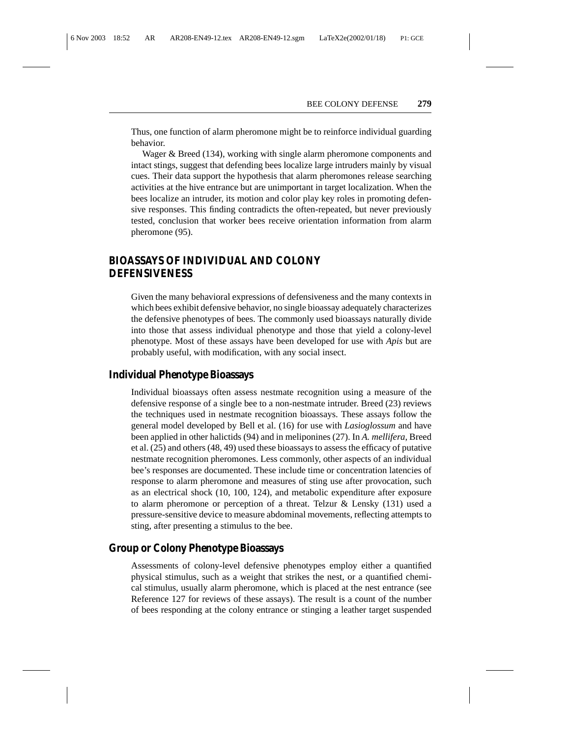Thus, one function of alarm pheromone might be to reinforce individual guarding behavior.

Wager & Breed (134), working with single alarm pheromone components and intact stings, suggest that defending bees localize large intruders mainly by visual cues. Their data support the hypothesis that alarm pheromones release searching activities at the hive entrance but are unimportant in target localization. When the bees localize an intruder, its motion and color play key roles in promoting defensive responses. This finding contradicts the often-repeated, but never previously tested, conclusion that worker bees receive orientation information from alarm pheromone (95).

## BIOASSAYS OF INDIVIDUAL AND COLONY DEFENSIVENESS

Given the many behavioral expressions of defensiveness and the many contexts in which bees exhibit defensive behavior, no single bioassay adequately characterizes the defensive phenotypes of bees. The commonly used bioassays naturally divide into those that assess individual phenotype and those that yield a colony-level phenotype. Most of these assays have been developed for use with *Apis* but are probably useful, with modification, with any social insect.

### Individual Phenotype Bioassays

Individual bioassays often assess nestmate recognition using a measure of the defensive response of a single bee to a non-nestmate intruder. Breed (23) reviews the techniques used in nestmate recognition bioassays. These assays follow the general model developed by Bell et al. (16) for use with *Lasioglossum* and have been applied in other halictids (94) and in meliponines (27). In *A. mellifera*, Breed et al. (25) and others (48, 49) used these bioassays to assess the efficacy of putative nestmate recognition pheromones. Less commonly, other aspects of an individual bee's responses are documented. These include time or concentration latencies of response to alarm pheromone and measures of sting use after provocation, such as an electrical shock (10, 100, 124), and metabolic expenditure after exposure to alarm pheromone or perception of a threat. Telzur & Lensky (131) used a pressure-sensitive device to measure abdominal movements, reflecting attempts to sting, after presenting a stimulus to the bee.

### Group or Colony Phenotype Bioassays

Assessments of colony-level defensive phenotypes employ either a quantified physical stimulus, such as a weight that strikes the nest, or a quantified chemical stimulus, usually alarm pheromone, which is placed at the nest entrance (see Reference 127 for reviews of these assays). The result is a count of the number of bees responding at the colony entrance or stinging a leather target suspended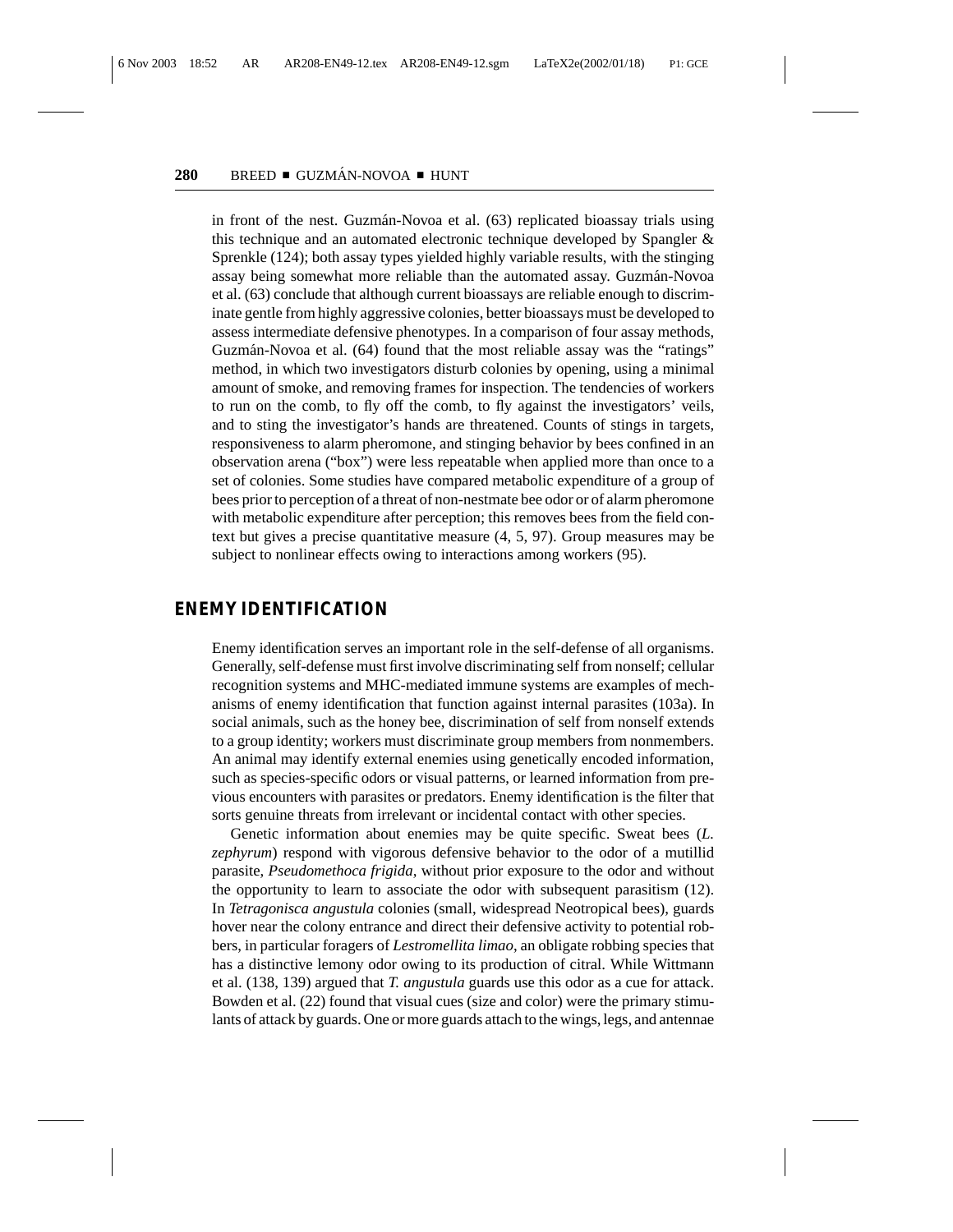in front of the nest. Guzmán-Novoa et al. (63) replicated bioassay trials using this technique and an automated electronic technique developed by Spangler & Sprenkle (124); both assay types yielded highly variable results, with the stinging assay being somewhat more reliable than the automated assay. Guzmán-Novoa et al. (63) conclude that although current bioassays are reliable enough to discriminate gentle from highly aggressive colonies, better bioassays must be developed to assess intermediate defensive phenotypes. In a comparison of four assay methods, Guzmán-Novoa et al. (64) found that the most reliable assay was the "ratings" method, in which two investigators disturb colonies by opening, using a minimal amount of smoke, and removing frames for inspection. The tendencies of workers to run on the comb, to fly off the comb, to fly against the investigators' veils, and to sting the investigator's hands are threatened. Counts of stings in targets, responsiveness to alarm pheromone, and stinging behavior by bees confined in an observation arena ("box") were less repeatable when applied more than once to a set of colonies. Some studies have compared metabolic expenditure of a group of bees prior to perception of a threat of non-nestmate bee odor or of alarm pheromone with metabolic expenditure after perception; this removes bees from the field context but gives a precise quantitative measure (4, 5, 97). Group measures may be subject to nonlinear effects owing to interactions among workers (95).

## ENEMY IDENTIFICATION

Enemy identification serves an important role in the self-defense of all organisms. Generally, self-defense must first involve discriminating self from nonself; cellular recognition systems and MHC-mediated immune systems are examples of mechanisms of enemy identification that function against internal parasites (103a). In social animals, such as the honey bee, discrimination of self from nonself extends to a group identity; workers must discriminate group members from nonmembers. An animal may identify external enemies using genetically encoded information, such as species-specific odors or visual patterns, or learned information from previous encounters with parasites or predators. Enemy identification is the filter that sorts genuine threats from irrelevant or incidental contact with other species.

Genetic information about enemies may be quite specific. Sweat bees (*L. zephyrum*) respond with vigorous defensive behavior to the odor of a mutillid parasite, *Pseudomethoca frigida*, without prior exposure to the odor and without the opportunity to learn to associate the odor with subsequent parasitism (12). In *Tetragonisca angustula* colonies (small, widespread Neotropical bees), guards hover near the colony entrance and direct their defensive activity to potential robbers, in particular foragers of *Lestromellita limao*, an obligate robbing species that has a distinctive lemony odor owing to its production of citral. While Wittmann et al. (138, 139) argued that *T. angustula* guards use this odor as a cue for attack. Bowden et al. (22) found that visual cues (size and color) were the primary stimulants of attack by guards. One or more guards attach to the wings, legs, and antennae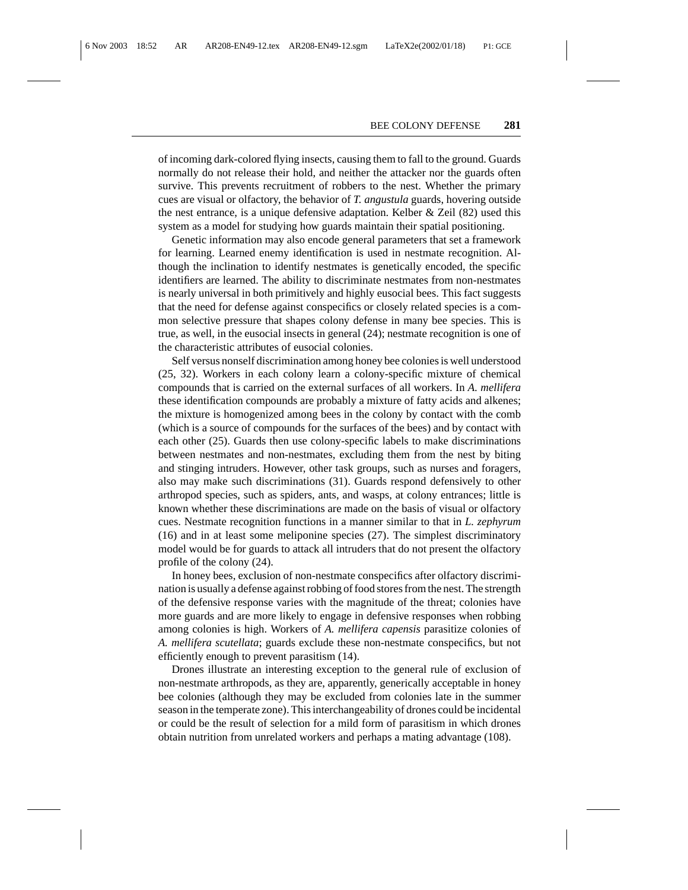of incoming dark-colored flying insects, causing them to fall to the ground. Guards normally do not release their hold, and neither the attacker nor the guards often survive. This prevents recruitment of robbers to the nest. Whether the primary cues are visual or olfactory, the behavior of *T. angustula* guards, hovering outside the nest entrance, is a unique defensive adaptation. Kelber & Zeil (82) used this system as a model for studying how guards maintain their spatial positioning.

Genetic information may also encode general parameters that set a framework for learning. Learned enemy identification is used in nestmate recognition. Although the inclination to identify nestmates is genetically encoded, the specific identifiers are learned. The ability to discriminate nestmates from non-nestmates is nearly universal in both primitively and highly eusocial bees. This fact suggests that the need for defense against conspecifics or closely related species is a common selective pressure that shapes colony defense in many bee species. This is true, as well, in the eusocial insects in general (24); nestmate recognition is one of the characteristic attributes of eusocial colonies.

Self versus nonself discrimination among honey bee colonies is well understood (25, 32). Workers in each colony learn a colony-specific mixture of chemical compounds that is carried on the external surfaces of all workers. In *A. mellifera* these identification compounds are probably a mixture of fatty acids and alkenes; the mixture is homogenized among bees in the colony by contact with the comb (which is a source of compounds for the surfaces of the bees) and by contact with each other (25). Guards then use colony-specific labels to make discriminations between nestmates and non-nestmates, excluding them from the nest by biting and stinging intruders. However, other task groups, such as nurses and foragers, also may make such discriminations (31). Guards respond defensively to other arthropod species, such as spiders, ants, and wasps, at colony entrances; little is known whether these discriminations are made on the basis of visual or olfactory cues. Nestmate recognition functions in a manner similar to that in *L. zephyrum* (16) and in at least some meliponine species (27). The simplest discriminatory model would be for guards to attack all intruders that do not present the olfactory profile of the colony (24).

In honey bees, exclusion of non-nestmate conspecifics after olfactory discrimination is usually a defense against robbing of food stores from the nest. The strength of the defensive response varies with the magnitude of the threat; colonies have more guards and are more likely to engage in defensive responses when robbing among colonies is high. Workers of *A. mellifera capensis* parasitize colonies of *A. mellifera scutellata*; guards exclude these non-nestmate conspecifics, but not efficiently enough to prevent parasitism (14).

Drones illustrate an interesting exception to the general rule of exclusion of non-nestmate arthropods, as they are, apparently, generically acceptable in honey bee colonies (although they may be excluded from colonies late in the summer season in the temperate zone). This interchangeability of drones could be incidental or could be the result of selection for a mild form of parasitism in which drones obtain nutrition from unrelated workers and perhaps a mating advantage (108).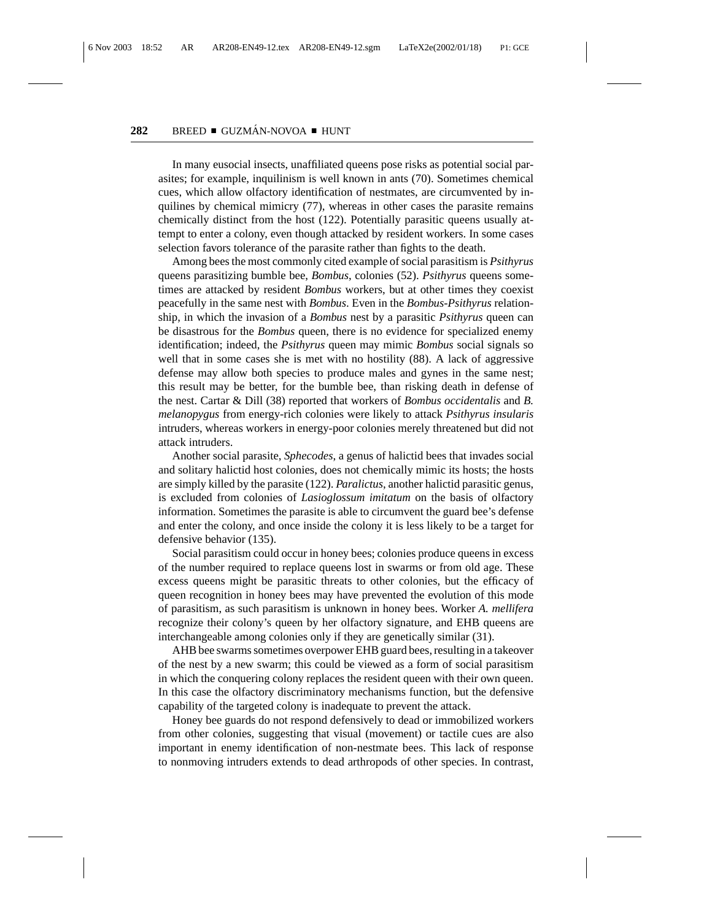In many eusocial insects, unaffiliated queens pose risks as potential social parasites; for example, inquilinism is well known in ants (70). Sometimes chemical cues, which allow olfactory identification of nestmates, are circumvented by inquilines by chemical mimicry (77), whereas in other cases the parasite remains chemically distinct from the host (122). Potentially parasitic queens usually attempt to enter a colony, even though attacked by resident workers. In some cases selection favors tolerance of the parasite rather than fights to the death.

Among bees the most commonly cited example of social parasitism is *Psithyrus* queens parasitizing bumble bee, *Bombus*, colonies (52). *Psithyrus* queens sometimes are attacked by resident *Bombus* workers, but at other times they coexist peacefully in the same nest with *Bombus*. Even in the *Bombus-Psithyrus* relationship, in which the invasion of a *Bombus* nest by a parasitic *Psithyrus* queen can be disastrous for the *Bombus* queen, there is no evidence for specialized enemy identification; indeed, the *Psithyrus* queen may mimic *Bombus* social signals so well that in some cases she is met with no hostility (88). A lack of aggressive defense may allow both species to produce males and gynes in the same nest; this result may be better, for the bumble bee, than risking death in defense of the nest. Cartar & Dill (38) reported that workers of *Bombus occidentalis* and *B. melanopygus* from energy-rich colonies were likely to attack *Psithyrus insularis* intruders, whereas workers in energy-poor colonies merely threatened but did not attack intruders.

Another social parasite, *Sphecodes*, a genus of halictid bees that invades social and solitary halictid host colonies, does not chemically mimic its hosts; the hosts are simply killed by the parasite (122). *Paralictus*, another halictid parasitic genus, is excluded from colonies of *Lasioglossum imitatum* on the basis of olfactory information. Sometimes the parasite is able to circumvent the guard bee's defense and enter the colony, and once inside the colony it is less likely to be a target for defensive behavior (135).

Social parasitism could occur in honey bees; colonies produce queens in excess of the number required to replace queens lost in swarms or from old age. These excess queens might be parasitic threats to other colonies, but the efficacy of queen recognition in honey bees may have prevented the evolution of this mode of parasitism, as such parasitism is unknown in honey bees. Worker *A. mellifera* recognize their colony's queen by her olfactory signature, and EHB queens are interchangeable among colonies only if they are genetically similar (31).

AHB bee swarms sometimes overpower EHB guard bees, resulting in a takeover of the nest by a new swarm; this could be viewed as a form of social parasitism in which the conquering colony replaces the resident queen with their own queen. In this case the olfactory discriminatory mechanisms function, but the defensive capability of the targeted colony is inadequate to prevent the attack.

Honey bee guards do not respond defensively to dead or immobilized workers from other colonies, suggesting that visual (movement) or tactile cues are also important in enemy identification of non-nestmate bees. This lack of response to nonmoving intruders extends to dead arthropods of other species. In contrast,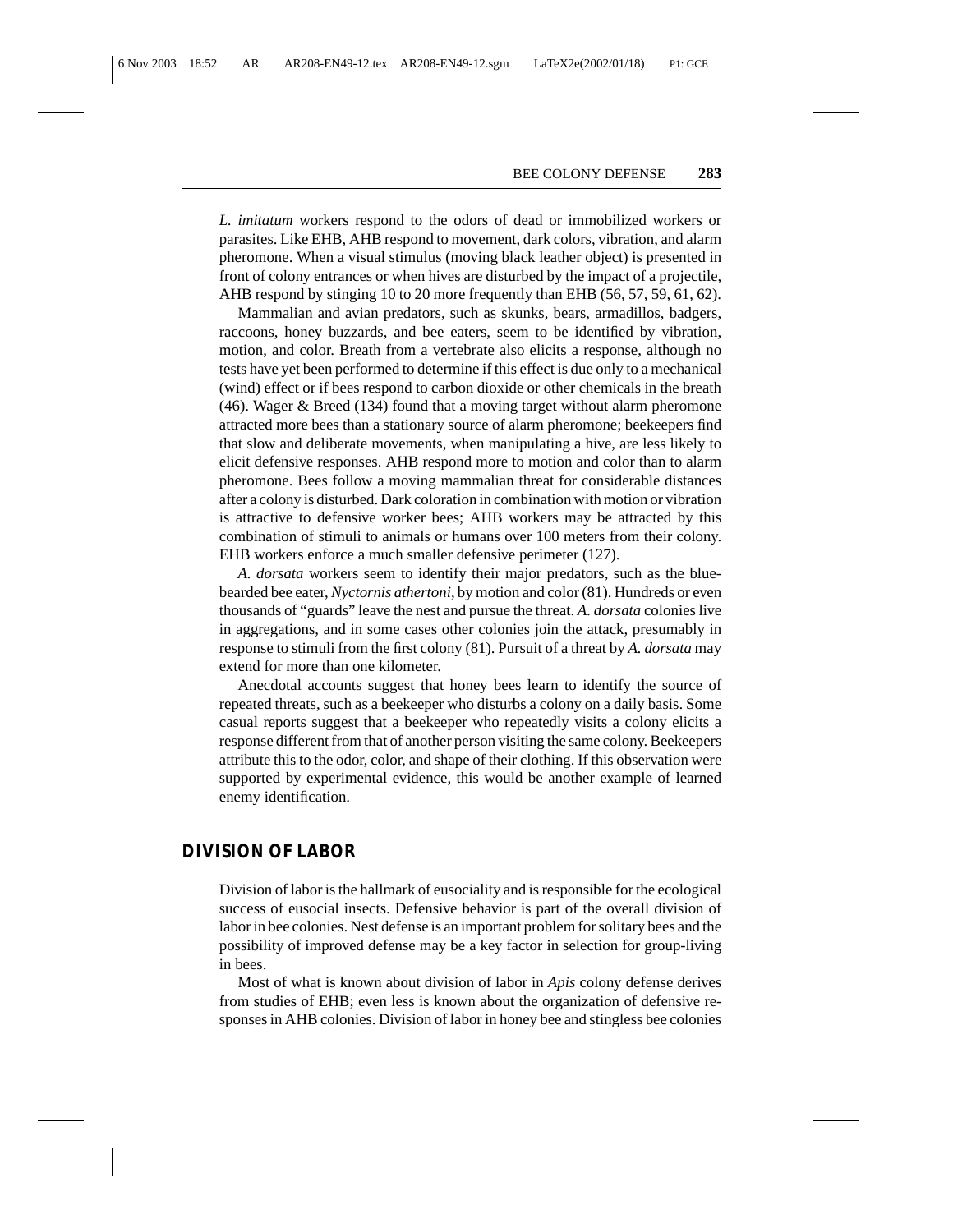*L. imitatum* workers respond to the odors of dead or immobilized workers or parasites. Like EHB, AHB respond to movement, dark colors, vibration, and alarm pheromone. When a visual stimulus (moving black leather object) is presented in front of colony entrances or when hives are disturbed by the impact of a projectile, AHB respond by stinging 10 to 20 more frequently than EHB (56, 57, 59, 61, 62).

Mammalian and avian predators, such as skunks, bears, armadillos, badgers, raccoons, honey buzzards, and bee eaters, seem to be identified by vibration, motion, and color. Breath from a vertebrate also elicits a response, although no tests have yet been performed to determine if this effect is due only to a mechanical (wind) effect or if bees respond to carbon dioxide or other chemicals in the breath (46). Wager & Breed (134) found that a moving target without alarm pheromone attracted more bees than a stationary source of alarm pheromone; beekeepers find that slow and deliberate movements, when manipulating a hive, are less likely to elicit defensive responses. AHB respond more to motion and color than to alarm pheromone. Bees follow a moving mammalian threat for considerable distances after a colony is disturbed. Dark coloration in combination with motion or vibration is attractive to defensive worker bees; AHB workers may be attracted by this combination of stimuli to animals or humans over 100 meters from their colony. EHB workers enforce a much smaller defensive perimeter (127).

*A. dorsata* workers seem to identify their major predators, such as the blue-bearded bee eater, *Nyctornis athertoni*, by motion and color (81). Hundreds or even thousands of "guards" leave the nest and pursue the threat. *A. dorsata* colonies live in aggregations, and in some cases other colonies join the attack, presumably in response to stimuli from the first colony (81). Pursuit of a threat by *A. dorsata* may extend for more than one kilometer.

Anecdotal accounts suggest that honey bees learn to identify the source of repeated threats, such as a beekeeper who disturbs a colony on a daily basis. Some casual reports suggest that a beekeeper who repeatedly visits a colony elicits a response different from that of another person visiting the same colony. Beekeepers attribute this to the odor, color, and shape of their clothing. If this observation were supported by experimental evidence, this would be another example of learned enemy identification.

## DIVISION OF LABOR

Division of labor is the hallmark of eusociality and is responsible for the ecological success of eusocial insects. Defensive behavior is part of the overall division of labor in bee colonies. Nest defense is an important problem for solitary bees and the possibility of improved defense may be a key factor in selection for group-living in bees.

Most of what is known about division of labor in *Apis* colony defense derives from studies of EHB; even less is known about the organization of defensive responses in AHB colonies. Division of labor in honey bee and stingless bee colonies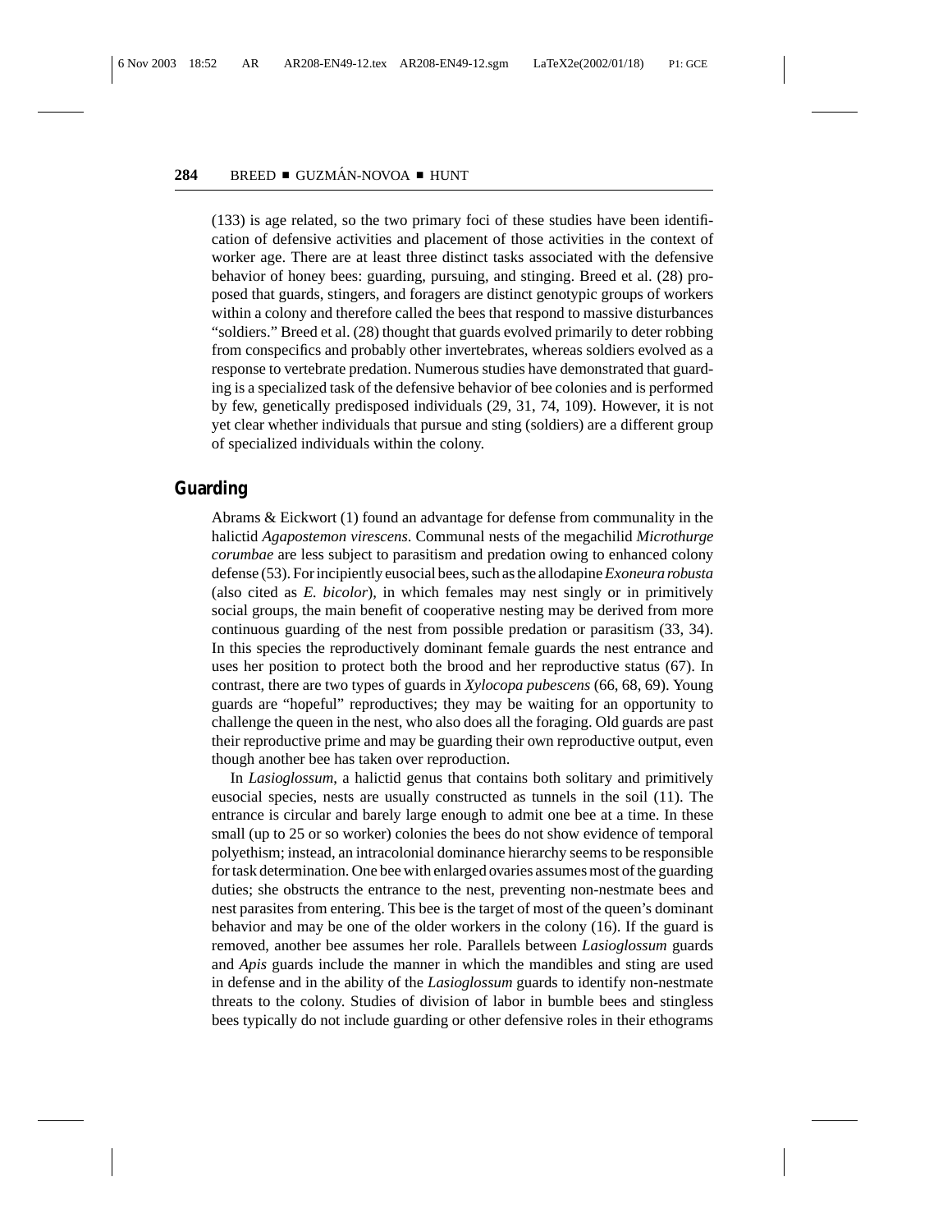(133) is age related, so the two primary foci of these studies have been identification of defensive activities and placement of those activities in the context of worker age. There are at least three distinct tasks associated with the defensive behavior of honey bees: guarding, pursuing, and stinging. Breed et al. (28) proposed that guards, stingers, and foragers are distinct genotypic groups of workers within a colony and therefore called the bees that respond to massive disturbances "soldiers." Breed et al. (28) thought that guards evolved primarily to deter robbing from conspecifics and probably other invertebrates, whereas soldiers evolved as a response to vertebrate predation. Numerous studies have demonstrated that guarding is a specialized task of the defensive behavior of bee colonies and is performed by few, genetically predisposed individuals (29, 31, 74, 109). However, it is not yet clear whether individuals that pursue and sting (soldiers) are a different group of specialized individuals within the colony.

## Guarding

Abrams & Eickwort (1) found an advantage for defense from communality in the halictid *Agapostemon virescens*. Communal nests of the megachilid *Microthurge corumbae* are less subject to parasitism and predation owing to enhanced colony defense (53). For incipiently eusocial bees, such as the allodapine *Exoneura robusta* (also cited as *E. bicolor*), in which females may nest singly or in primitively social groups, the main benefit of cooperative nesting may be derived from more continuous guarding of the nest from possible predation or parasitism (33, 34). In this species the reproductively dominant female guards the nest entrance and uses her position to protect both the brood and her reproductive status (67). In contrast, there are two types of guards in *Xylocopa pubescens* (66, 68, 69). Young guards are "hopeful" reproductives; they may be waiting for an opportunity to challenge the queen in the nest, who also does all the foraging. Old guards are past their reproductive prime and may be guarding their own reproductive output, even though another bee has taken over reproduction.

In *Lasioglossum*, a halictid genus that contains both solitary and primitively eusocial species, nests are usually constructed as tunnels in the soil (11). The entrance is circular and barely large enough to admit one bee at a time. In these small (up to 25 or so worker) colonies the bees do not show evidence of temporal polyethism; instead, an intracolonial dominance hierarchy seems to be responsible for task determination. One bee with enlarged ovaries assumes most of the guarding duties; she obstructs the entrance to the nest, preventing non-nestmate bees and nest parasites from entering. This bee is the target of most of the queen's dominant behavior and may be one of the older workers in the colony (16). If the guard is removed, another bee assumes her role. Parallels between *Lasioglossum* guards and *Apis* guards include the manner in which the mandibles and sting are used in defense and in the ability of the *Lasioglossum* guards to identify non-nestmate threats to the colony. Studies of division of labor in bumble bees and stingless bees typically do not include guarding or other defensive roles in their ethograms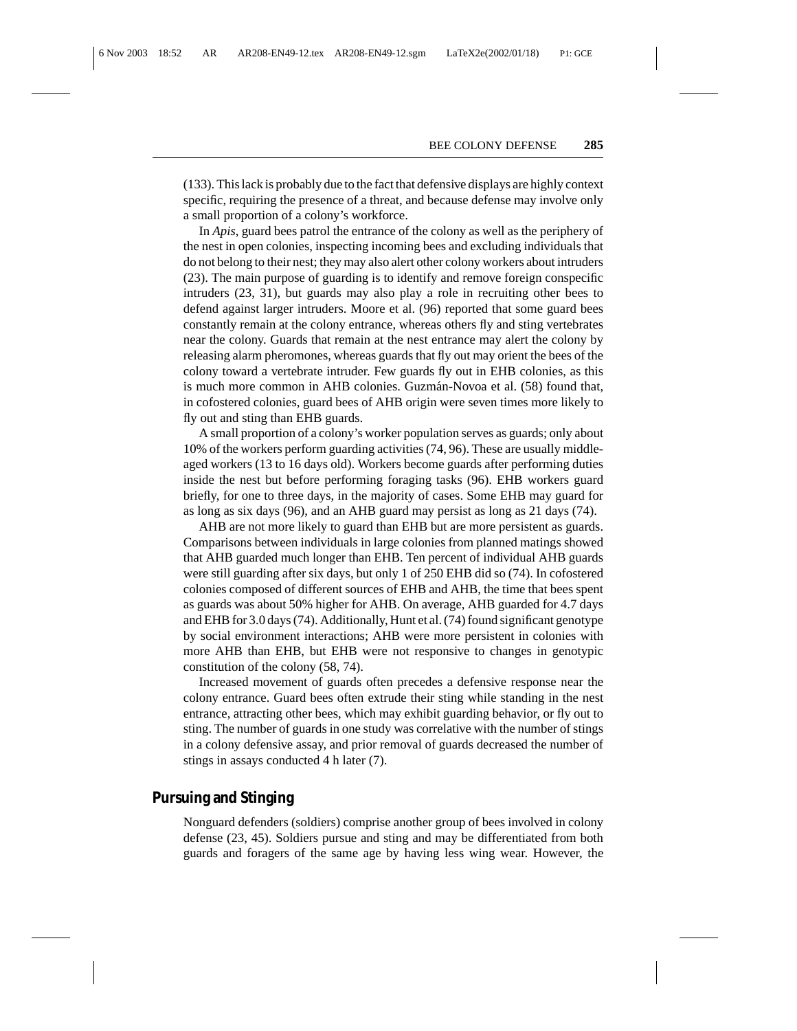(133). This lack is probably due to the fact that defensive displays are highly context specific, requiring the presence of a threat, and because defense may involve only a small proportion of a colony's workforce.

In *Apis*, guard bees patrol the entrance of the colony as well as the periphery of the nest in open colonies, inspecting incoming bees and excluding individuals that do not belong to their nest; they may also alert other colony workers about intruders (23). The main purpose of guarding is to identify and remove foreign conspecific intruders (23, 31), but guards may also play a role in recruiting other bees to defend against larger intruders. Moore et al. (96) reported that some guard bees constantly remain at the colony entrance, whereas others fly and sting vertebrates near the colony. Guards that remain at the nest entrance may alert the colony by releasing alarm pheromones, whereas guards that fly out may orient the bees of the colony toward a vertebrate intruder. Few guards fly out in EHB colonies, as this is much more common in AHB colonies. Guzmán-Novoa et al. (58) found that, in cofostered colonies, guard bees of AHB origin were seven times more likely to fly out and sting than EHB guards.

A small proportion of a colony's worker population serves as guards; only about 10% of the workers perform guarding activities (74, 96). These are usually middle-aged workers (13 to 16 days old). Workers become guards after performing duties inside the nest but before performing foraging tasks (96). EHB workers guard briefly, for one to three days, in the majority of cases. Some EHB may guard for as long as six days (96), and an AHB guard may persist as long as 21 days (74).

AHB are not more likely to guard than EHB but are more persistent as guards. Comparisons between individuals in large colonies from planned matings showed that AHB guarded much longer than EHB. Ten percent of individual AHB guards were still guarding after six days, but only 1 of 250 EHB did so (74). In cofostered colonies composed of different sources of EHB and AHB, the time that bees spent as guards was about 50% higher for AHB. On average, AHB guarded for 4.7 days and EHB for 3.0 days (74). Additionally, Hunt et al. (74) found significant genotype by social environment interactions; AHB were more persistent in colonies with more AHB than EHB, but EHB were not responsive to changes in genotypic constitution of the colony (58, 74).

Increased movement of guards often precedes a defensive response near the colony entrance. Guard bees often extrude their sting while standing in the nest entrance, attracting other bees, which may exhibit guarding behavior, or fly out to sting. The number of guards in one study was correlative with the number of stings in a colony defensive assay, and prior removal of guards decreased the number of stings in assays conducted 4 h later (7).

## Pursuing and Stinging

Nonguard defenders (soldiers) comprise another group of bees involved in colony defense (23, 45). Soldiers pursue and sting and may be differentiated from both guards and foragers of the same age by having less wing wear. However, the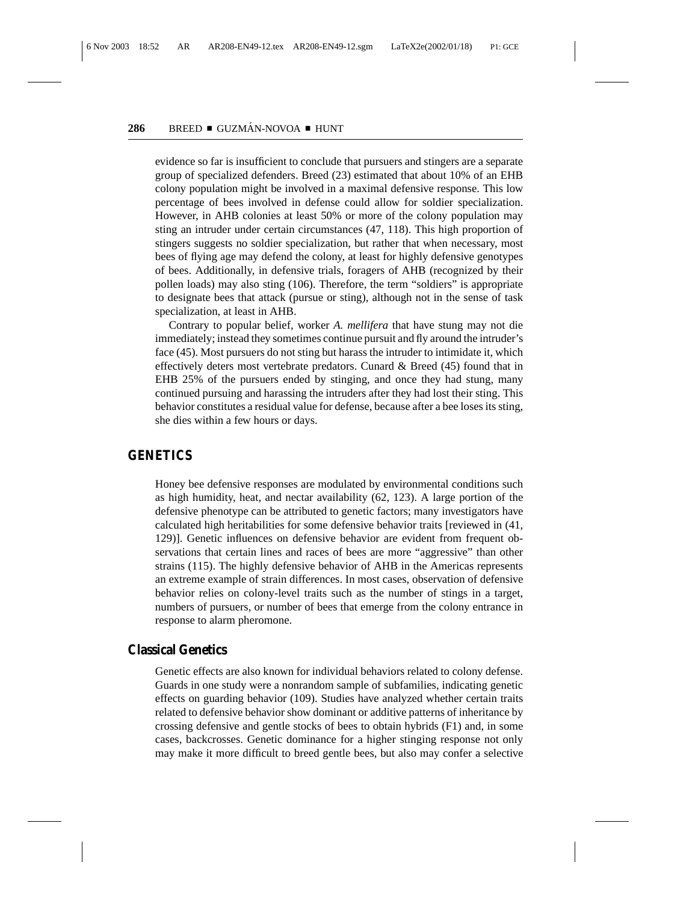evidence so far is insufficient to conclude that pursuers and stingers are a separate group of specialized defenders. Breed (23) estimated that about 10% of an EHB colony population might be involved in a maximal defensive response. This low percentage of bees involved in defense could allow for soldier specialization. However, in AHB colonies at least 50% or more of the colony population may sting an intruder under certain circumstances (47, 118). This high proportion of stingers suggests no soldier specialization, but rather that when necessary, most bees of flying age may defend the colony, at least for highly defensive genotypes of bees. Additionally, in defensive trials, foragers of AHB (recognized by their pollen loads) may also sting (106). Therefore, the term "soldiers" is appropriate to designate bees that attack (pursue or sting), although not in the sense of task specialization, at least in AHB.

Contrary to popular belief, worker *A. mellifera* that have stung may not die immediately; instead they sometimes continue pursuit and fly around the intruder's face (45). Most pursuers do not sting but harass the intruder to intimidate it, which effectively deters most vertebrate predators. Cunard & Breed (45) found that in EHB 25% of the pursuers ended by stinging, and once they had stung, many continued pursuing and harassing the intruders after they had lost their sting. This behavior constitutes a residual value for defense, because after a bee loses its sting, she dies within a few hours or days.

## GENETICS

Honey bee defensive responses are modulated by environmental conditions such as high humidity, heat, and nectar availability (62, 123). A large portion of the defensive phenotype can be attributed to genetic factors; many investigators have calculated high heritabilities for some defensive behavior traits [reviewed in (41, 129)]. Genetic influences on defensive behavior are evident from frequent observations that certain lines and races of bees are more "aggressive" than other strains (115). The highly defensive behavior of AHB in the Americas represents an extreme example of strain differences. In most cases, observation of defensive behavior relies on colony-level traits such as the number of stings in a target, numbers of pursuers, or number of bees that emerge from the colony entrance in response to alarm pheromone.

### Classical Genetics

Genetic effects are also known for individual behaviors related to colony defense. Guards in one study were a nonrandom sample of subfamilies, indicating genetic effects on guarding behavior (109). Studies have analyzed whether certain traits related to defensive behavior show dominant or additive patterns of inheritance by crossing defensive and gentle stocks of bees to obtain hybrids (F1) and, in some cases, backcrosses. Genetic dominance for a higher stinging response not only may make it more difficult to breed gentle bees, but also may confer a selective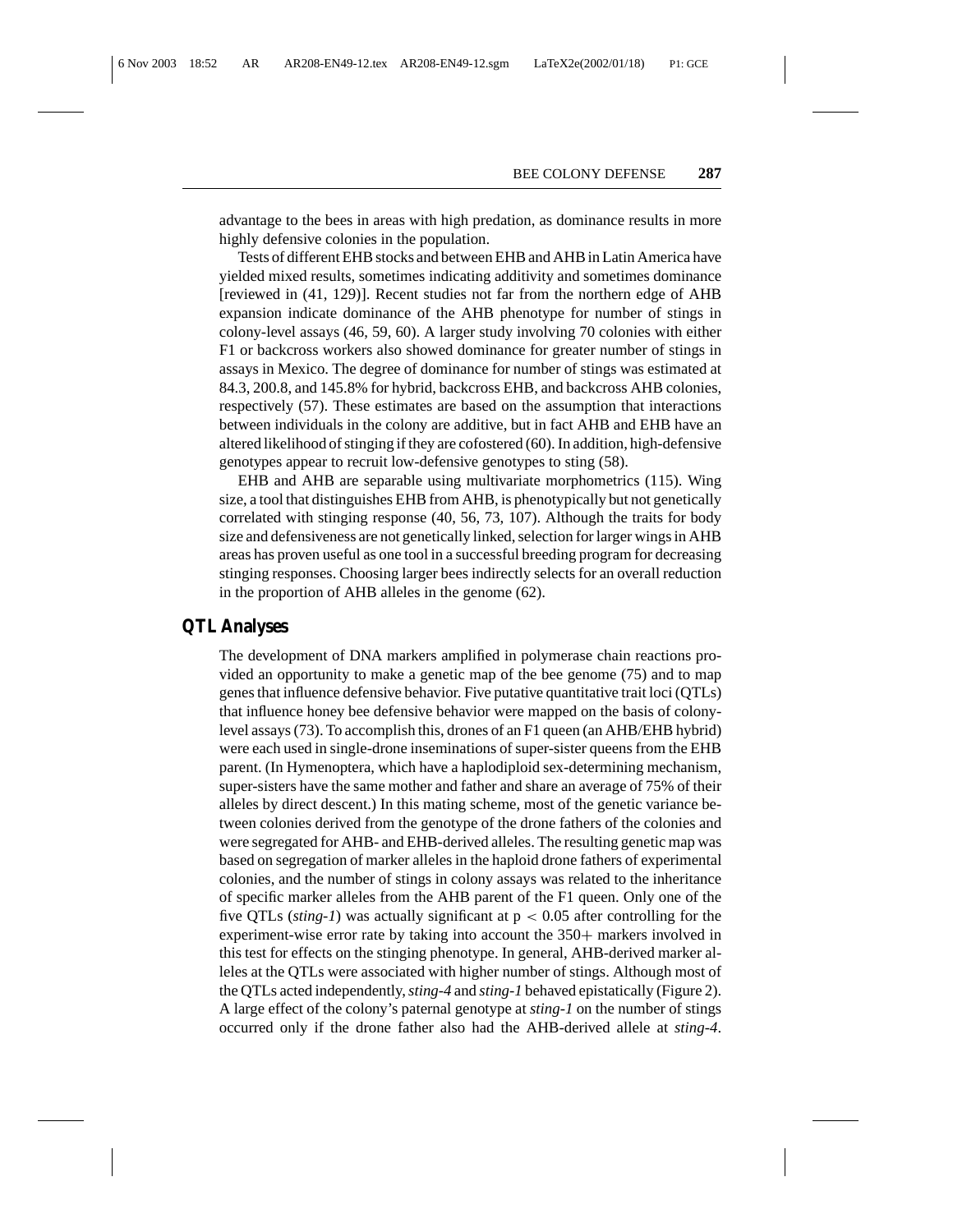advantage to the bees in areas with high predation, as dominance results in more highly defensive colonies in the population.

Tests of different EHB stocks and between EHB and AHB in Latin America have yielded mixed results, sometimes indicating additivity and sometimes dominance [reviewed in (41, 129)]. Recent studies not far from the northern edge of AHB expansion indicate dominance of the AHB phenotype for number of stings in colony-level assays (46, 59, 60). A larger study involving 70 colonies with either F1 or backcross workers also showed dominance for greater number of stings in assays in Mexico. The degree of dominance for number of stings was estimated at 84.3, 200.8, and 145.8% for hybrid, backcross EHB, and backcross AHB colonies, respectively (57). These estimates are based on the assumption that interactions between individuals in the colony are additive, but in fact AHB and EHB have an altered likelihood of stinging if they are cofostered (60). In addition, high-defensive genotypes appear to recruit low-defensive genotypes to sting (58).

EHB and AHB are separable using multivariate morphometrics (115). Wing size, a tool that distinguishes EHB from AHB, is phenotypically but not genetically correlated with stinging response (40, 56, 73, 107). Although the traits for body size and defensiveness are not genetically linked, selection for larger wings in AHB areas has proven useful as one tool in a successful breeding program for decreasing stinging responses. Choosing larger bees indirectly selects for an overall reduction in the proportion of AHB alleles in the genome (62).

## QTL Analyses

The development of DNA markers amplified in polymerase chain reactions provided an opportunity to make a genetic map of the bee genome (75) and to map genes that influence defensive behavior. Five putative quantitative trait loci (QTLs) that influence honey bee defensive behavior were mapped on the basis of colony-level assays (73). To accomplish this, drones of an F1 queen (an AHB/EHB hybrid) were each used in single-drone inseminations of super-sister queens from the EHB parent. (In Hymenoptera, which have a haplodiploid sex-determining mechanism, super-sisters have the same mother and father and share an average of 75% of their alleles by direct descent.) In this mating scheme, most of the genetic variance between colonies derived from the genotype of the drone fathers of the colonies and were segregated for AHB- and EHB-derived alleles. The resulting genetic map was based on segregation of marker alleles in the haploid drone fathers of experimental colonies, and the number of stings in colony assays was related to the inheritance of specific marker alleles from the AHB parent of the F1 queen. Only one of the five QTLs (*sting-1*) was actually significant at $p < 0.05$ after controlling for the experiment-wise error rate by taking into account the 350+ markers involved in this test for effects on the stinging phenotype. In general, AHB-derived marker alleles at the QTLs were associated with higher number of stings. Although most of the QTLs acted independently, *sting-4* and *sting-1* behaved epistatically (Figure 2). A large effect of the colony's paternal genotype at *sting-1* on the number of stings occurred only if the drone father also had the AHB-derived allele at *sting-4*.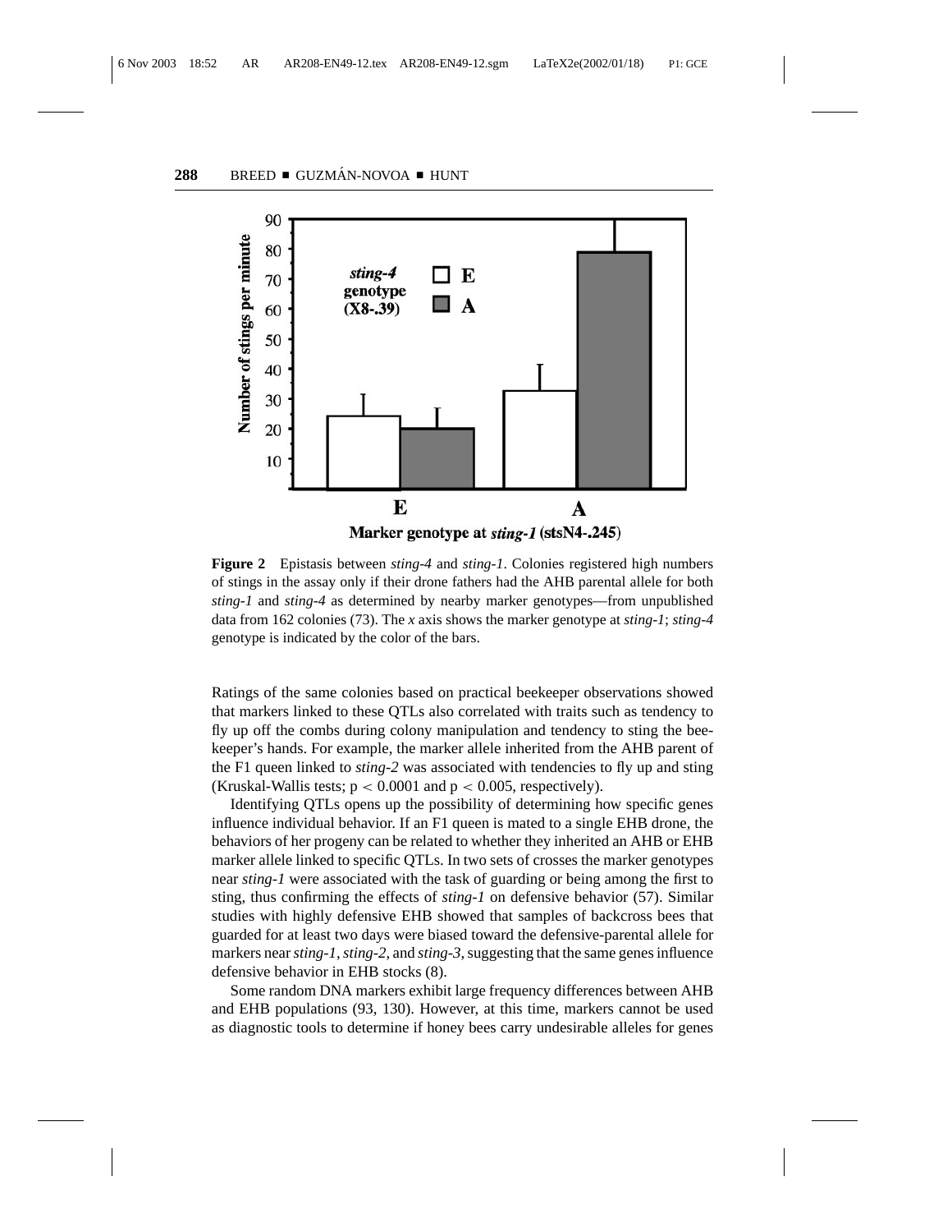**Figure 2** Epistasis between *sting-4* and *sting-1*. Colonies registered high numbers of stings in the assay only if their drone fathers had the AHB parental allele for both *sting-1* and *sting-4* as determined by nearby marker genotypes—from unpublished data from 162 colonies (73). The *x* axis shows the marker genotype at *sting-1*; *sting-4* genotype is indicated by the color of the bars.

Ratings of the same colonies based on practical beekeeper observations showed that markers linked to these QTLs also correlated with traits such as tendency to fly up off the combs during colony manipulation and tendency to sting the beekeeper's hands. For example, the marker allele inherited from the AHB parent of the F1 queen linked to *sting-2* was associated with tendencies to fly up and sting (Kruskal-Wallis tests; $p < 0.0001$ and $p < 0.005$, respectively).

Identifying QTLs opens up the possibility of determining how specific genes influence individual behavior. If an F1 queen is mated to a single EHB drone, the behaviors of her progeny can be related to whether they inherited an AHB or EHB marker allele linked to specific QTLs. In two sets of crosses the marker genotypes near *sting-1* were associated with the task of guarding or being among the first to sting, thus confirming the effects of *sting-1* on defensive behavior (57). Similar studies with highly defensive EHB showed that samples of backcross bees that guarded for at least two days were biased toward the defensive-parental allele for markers near *sting-1*, *sting-2*, and *sting-3*, suggesting that the same genes influence defensive behavior in EHB stocks (8).

Some random DNA markers exhibit large frequency differences between AHB and EHB populations (93, 130). However, at this time, markers cannot be used as diagnostic tools to determine if honey bees carry undesirable alleles for genes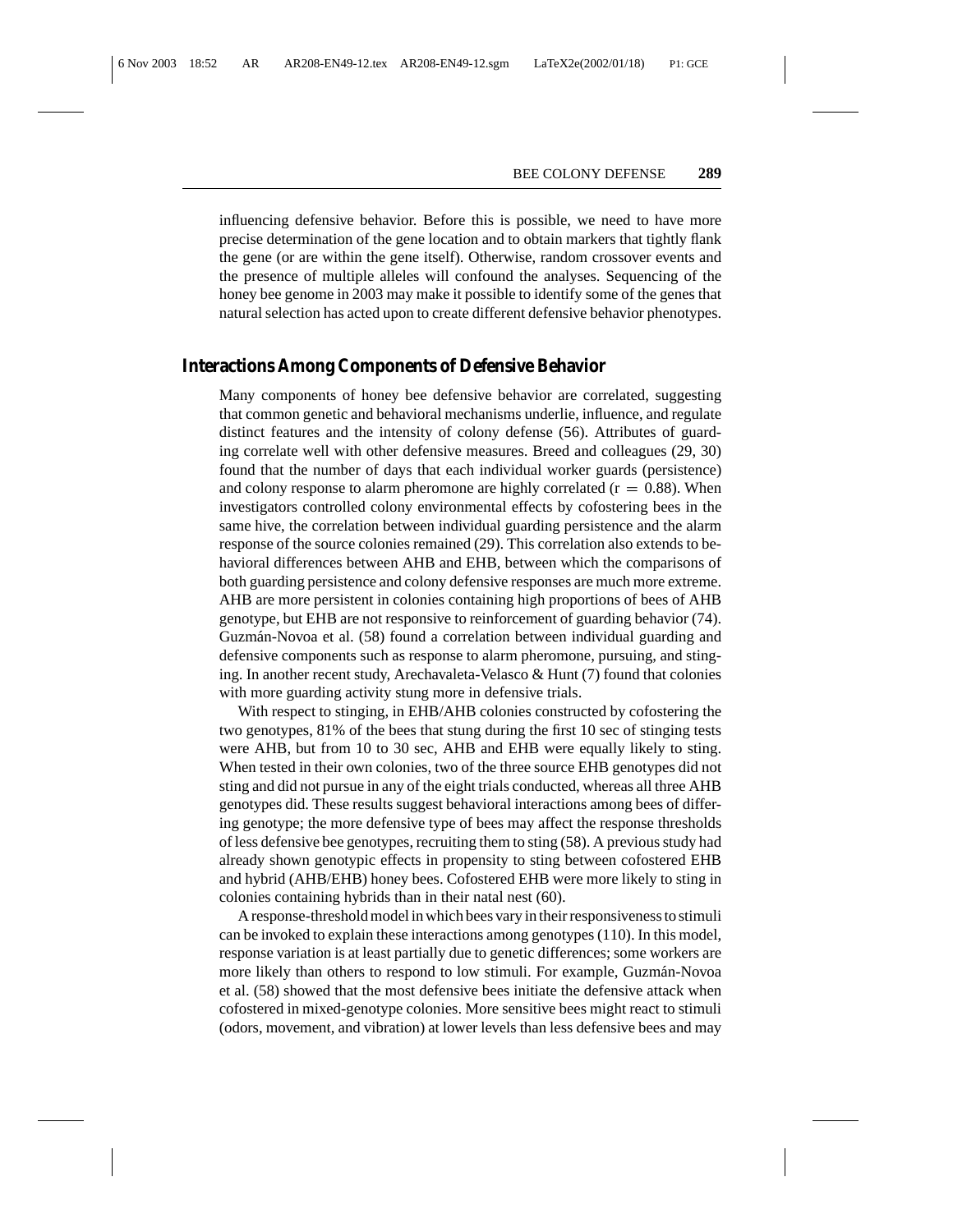influencing defensive behavior. Before this is possible, we need to have more precise determination of the gene location and to obtain markers that tightly flank the gene (or are within the gene itself). Otherwise, random crossover events and the presence of multiple alleles will confound the analyses. Sequencing of the honey bee genome in 2003 may make it possible to identify some of the genes that natural selection has acted upon to create different defensive behavior phenotypes.

## Interactions Among Components of Defensive Behavior

Many components of honey bee defensive behavior are correlated, suggesting that common genetic and behavioral mechanisms underlie, influence, and regulate distinct features and the intensity of colony defense (56). Attributes of guarding correlate well with other defensive measures. Breed and colleagues (29, 30) found that the number of days that each individual worker guards (persistence) and colony response to alarm pheromone are highly correlated ($r = 0.88$). When investigators controlled colony environmental effects by cofostering bees in the same hive, the correlation between individual guarding persistence and the alarm response of the source colonies remained (29). This correlation also extends to behavioral differences between AHB and EHB, between which the comparisons of both guarding persistence and colony defensive responses are much more extreme. AHB are more persistent in colonies containing high proportions of bees of AHB genotype, but EHB are not responsive to reinforcement of guarding behavior (74). Guzmán-Novoa et al. (58) found a correlation between individual guarding and defensive components such as response to alarm pheromone, pursuing, and stinging. In another recent study, Arechavaleta-Velasco & Hunt (7) found that colonies with more guarding activity stung more in defensive trials.

With respect to stinging, in EHB/AHB colonies constructed by cofostering the two genotypes, 81% of the bees that stung during the first 10 sec of stinging tests were AHB, but from 10 to 30 sec, AHB and EHB were equally likely to sting. When tested in their own colonies, two of the three source EHB genotypes did not sting and did not pursue in any of the eight trials conducted, whereas all three AHB genotypes did. These results suggest behavioral interactions among bees of differing genotype; the more defensive type of bees may affect the response thresholds of less defensive bee genotypes, recruiting them to sting (58). A previous study had already shown genotypic effects in propensity to sting between cofostered EHB and hybrid (AHB/EHB) honey bees. Cofostered EHB were more likely to sting in colonies containing hybrids than in their natal nest (60).

A response-threshold model in which bees vary in their responsiveness to stimuli can be invoked to explain these interactions among genotypes (110). In this model, response variation is at least partially due to genetic differences; some workers are more likely than others to respond to low stimuli. For example, Guzmán-Novoa et al. (58) showed that the most defensive bees initiate the defensive attack when cofostered in mixed-genotype colonies. More sensitive bees might react to stimuli (odors, movement, and vibration) at lower levels than less defensive bees and may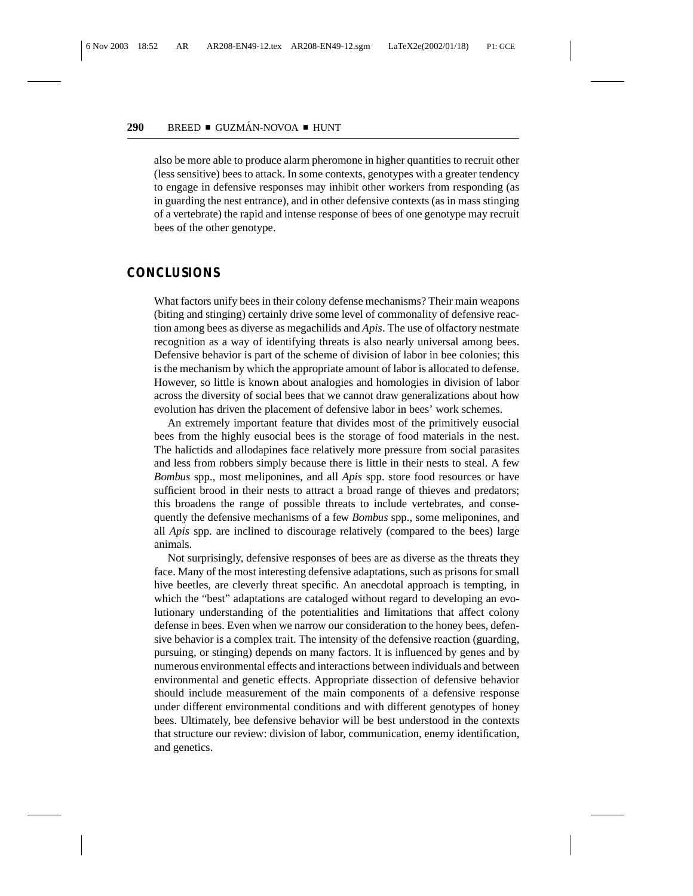also be more able to produce alarm pheromone in higher quantities to recruit other (less sensitive) bees to attack. In some contexts, genotypes with a greater tendency to engage in defensive responses may inhibit other workers from responding (as in guarding the nest entrance), and in other defensive contexts (as in mass stinging of a vertebrate) the rapid and intense response of bees of one genotype may recruit bees of the other genotype.

## CONCLUSIONS

What factors unify bees in their colony defense mechanisms? Their main weapons (biting and stinging) certainly drive some level of commonality of defensive reaction among bees as diverse as megachilids and *Apis*. The use of olfactory nestmate recognition as a way of identifying threats is also nearly universal among bees. Defensive behavior is part of the scheme of division of labor in bee colonies; this is the mechanism by which the appropriate amount of labor is allocated to defense. However, so little is known about analogies and homologies in division of labor across the diversity of social bees that we cannot draw generalizations about how evolution has driven the placement of defensive labor in bees' work schemes.

An extremely important feature that divides most of the primitively eusocial bees from the highly eusocial bees is the storage of food materials in the nest. The halictids and allodapines face relatively more pressure from social parasites and less from robbers simply because there is little in their nests to steal. A few *Bombus* spp., most meliponines, and all *Apis* spp. store food resources or have sufficient brood in their nests to attract a broad range of thieves and predators; this broadens the range of possible threats to include vertebrates, and consequently the defensive mechanisms of a few *Bombus* spp., some meliponines, and all *Apis* spp. are inclined to discourage relatively (compared to the bees) large animals.

Not surprisingly, defensive responses of bees are as diverse as the threats they face. Many of the most interesting defensive adaptations, such as prisons for small hive beetles, are cleverly threat specific. An anecdotal approach is tempting, in which the "best" adaptations are cataloged without regard to developing an evolutionary understanding of the potentialities and limitations that affect colony defense in bees. Even when we narrow our consideration to the honey bees, defensive behavior is a complex trait. The intensity of the defensive reaction (guarding, pursuing, or stinging) depends on many factors. It is influenced by genes and by numerous environmental effects and interactions between individuals and between environmental and genetic effects. Appropriate dissection of defensive behavior should include measurement of the main components of a defensive response under different environmental conditions and with different genotypes of honey bees. Ultimately, bee defensive behavior will be best understood in the contexts that structure our review: division of labor, communication, enemy identification, and genetics.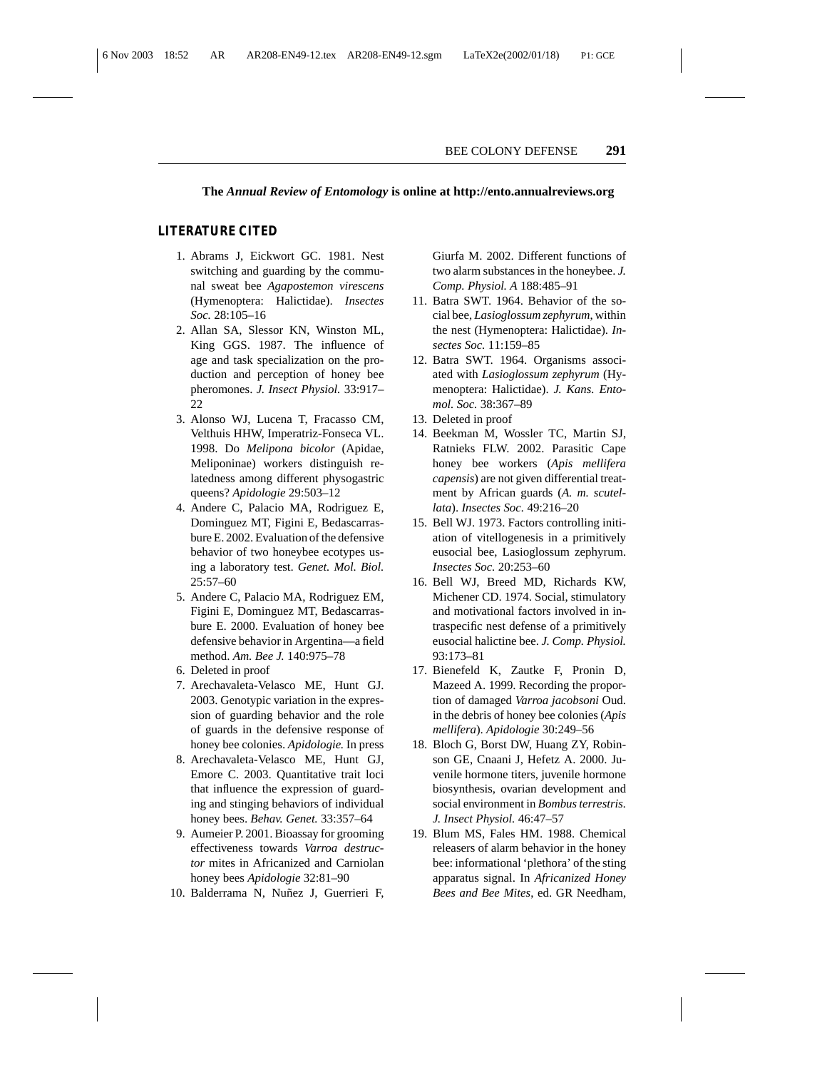**The *Annual Review of Entomology* is online at http://ento.annualreviews.org**

## LITERATURE CITED

1. Abrams J, Eickwort GC. 1981. Nest switching and guarding by the communal sweat bee *Agapostemon virescens* (Hymenoptera: Halictidae). *Insectes Soc.* 28:105–16
2. Allan SA, Slessor KN, Winston ML, King GGS. 1987. The influence of age and task specialization on the production and perception of honey bee pheromones. *J. Insect Physiol.* 33:917–22
3. Alonso WJ, Lucena T, Fracasso CM, Velthuis HHW, Imperatriz-Fonseca VL. 1998. Do *Melipona bicolor* (Apidae, Meliponinae) workers distinguish relatedness among different physogastric queens? *Apidologie* 29:503–12
4. Andere C, Palacio MA, Rodriguez E, Dominguez MT, Figini E, Bedascarrasbure E. 2002. Evaluation of the defensive behavior of two honeybee ecotypes using a laboratory test. *Genet. Mol. Biol.* 25:57–60
5. Andere C, Palacio MA, Rodriguez EM, Figini E, Dominguez MT, Bedascarrasbure E. 2000. Evaluation of honey bee defensive behavior in Argentina—a field method. *Am. Bee J.* 140:975–78
6. Deleted in proof
7. Arechavaleta-Velasco ME, Hunt GJ. 2003. Genotypic variation in the expression of guarding behavior and the role of guards in the defensive response of honey bee colonies. *Apidologie.* In press
8. Arechavaleta-Velasco ME, Hunt GJ, Emore C. 2003. Quantitative trait loci that influence the expression of guarding and stinging behaviors of individual honey bees. *Behav. Genet.* 33:357–64
9. Aumeier P. 2001. Bioassay for grooming effectiveness towards *Varroa destructor* mites in Africanized and Carniolan honey bees *Apidologie* 32:81–90
10. Balderrama N, Nuñez J, Guerrieri F, Giurfa M. 2002. Different functions of two alarm substances in the honeybee. *J. Comp. Physiol. A* 188:485–91
11. Batra SWT. 1964. Behavior of the social bee, *Lasioglossum zephyrum*, within the nest (Hymenoptera: Halictidae). *Insectes Soc.* 11:159–85
12. Batra SWT. 1964. Organisms associated with *Lasioglossum zephyrum* (Hymenoptera: Halictidae). *J. Kans. Entomol. Soc.* 38:367–89
13. Deleted in proof
14. Beekman M, Wossler TC, Martin SJ, Ratnieks FLW. 2002. Parasitic Cape honey bee workers (*Apis mellifera capensis*) are not given differential treatment by African guards (*A. m. scutellata*). *Insectes Soc.* 49:216–20
15. Bell WJ. 1973. Factors controlling initiation of vitellogenesis in a primitively eusocial bee, Lasioglossum zephyrum. *Insectes Soc.* 20:253–60
16. Bell WJ, Breed MD, Richards KW, Michener CD. 1974. Social, stimulatory and motivational factors involved in intraspecific nest defense of a primitively eusocial halictine bee. *J. Comp. Physiol.* 93:173–81
17. Bienefeld K, Zautke F, Pronin D, Mazeed A. 1999. Recording the proportion of damaged *Varroa jacobsoni* Oud. in the debris of honey bee colonies (*Apis mellifera*). *Apidologie* 30:249–56
18. Bloch G, Borst DW, Huang ZY, Robinson GE, Cnaani J, Hefetz A. 2000. Juvenile hormone titers, juvenile hormone biosynthesis, ovarian development and social environment in *Bombus terrestris*. *J. Insect Physiol.* 46:47–57
19. Blum MS, Fales HM. 1988. Chemical releasers of alarm behavior in the honey bee: informational 'plethora' of the sting apparatus signal. In *Africanized Honey Bees and Bee Mites*, ed. GR Needham,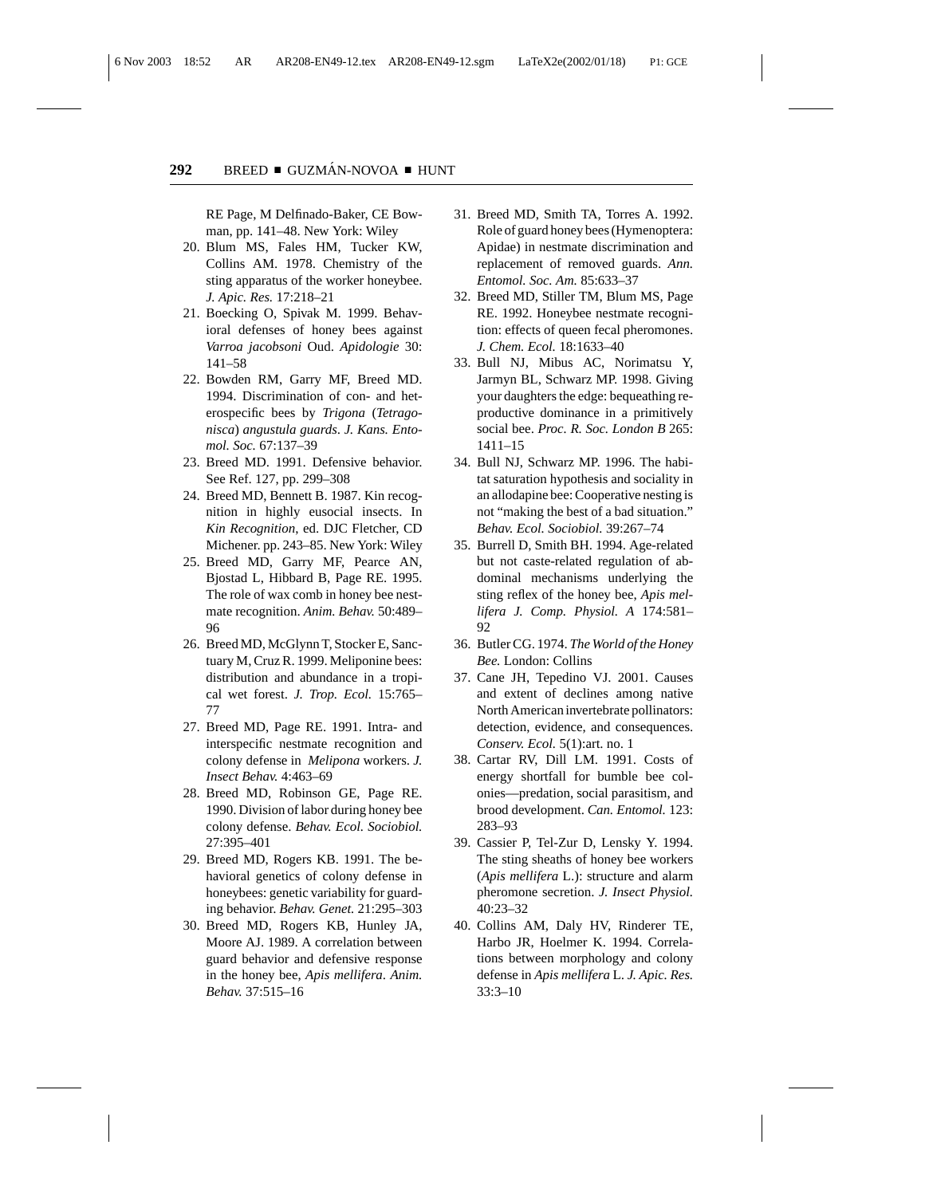RE Page, M Delfinado-Baker, CE Bowman, pp. 141–48. New York: Wiley

20. Blum MS, Fales HM, Tucker KW, Collins AM. 1978. Chemistry of the sting apparatus of the worker honeybee. *J. Apic. Res.* 17:218–21
21. Boecking O, Spivak M. 1999. Behavioral defenses of honey bees against *Varroa jacobsoni* Oud. *Apidologie* 30: 141–58
22. Bowden RM, Garry MF, Breed MD. 1994. Discrimination of con- and heterospecific bees by *Trigona* (*Tetragonisca*) *angustula guards*. *J. Kans. Entomol. Soc.* 67:137–39
23. Breed MD. 1991. Defensive behavior. See Ref. 127, pp. 299–308
24. Breed MD, Bennett B. 1987. Kin recognition in highly eusocial insects. In *Kin Recognition*, ed. DJC Fletcher, CD Michener. pp. 243–85. New York: Wiley
25. Breed MD, Garry MF, Pearce AN, Bjostad L, Hibbard B, Page RE. 1995. The role of wax comb in honey bee nestmate recognition. *Anim. Behav.* 50:489–96
26. Breed MD, McGlynn T, Stocker E, Sanctuary M, Cruz R. 1999. Meliponine bees: distribution and abundance in a tropical wet forest. *J. Trop. Ecol.* 15:765–77
27. Breed MD, Page RE. 1991. Intra- and interspecific nestmate recognition and colony defense in *Melipona* workers. *J. Insect Behav.* 4:463–69
28. Breed MD, Robinson GE, Page RE. 1990. Division of labor during honey bee colony defense. *Behav. Ecol. Sociobiol.* 27:395–401
29. Breed MD, Rogers KB. 1991. The behavioral genetics of colony defense in honeybees: genetic variability for guarding behavior. *Behav. Genet.* 21:295–303
30. Breed MD, Rogers KB, Hunley JA, Moore AJ. 1989. A correlation between guard behavior and defensive response in the honey bee, *Apis mellifera*. *Anim. Behav.* 37:515–16
31. Breed MD, Smith TA, Torres A. 1992. Role of guard honey bees (Hymenoptera: Apidae) in nestmate discrimination and replacement of removed guards. *Ann. Entomol. Soc. Am.* 85:633–37
32. Breed MD, Stiller TM, Blum MS, Page RE. 1992. Honeybee nestmate recognition: effects of queen fecal pheromones. *J. Chem. Ecol.* 18:1633–40
33. Bull NJ, Mibus AC, Norimatsu Y, Jarmyn BL, Schwarz MP. 1998. Giving your daughters the edge: bequeathing reproductive dominance in a primitively social bee. *Proc. R. Soc. London B* 265: 1411–15
34. Bull NJ, Schwarz MP. 1996. The habitat saturation hypothesis and sociality in an allodapine bee: Cooperative nesting is not "making the best of a bad situation." *Behav. Ecol. Sociobiol.* 39:267–74
35. Burrell D, Smith BH. 1994. Age-related but not caste-related regulation of abdominal mechanisms underlying the sting reflex of the honey bee, *Apis mellifera J. Comp. Physiol. A* 174:581–92
36. Butler CG. 1974. *The World of the Honey Bee.* London: Collins
37. Cane JH, Tepedino VJ. 2001. Causes and extent of declines among native North American invertebrate pollinators: detection, evidence, and consequences. *Conserv. Ecol.* 5(1):art. no. 1
38. Cartar RV, Dill LM. 1991. Costs of energy shortfall for bumble bee colonies—predation, social parasitism, and brood development. *Can. Entomol.* 123: 283–93
39. Cassier P, Tel-Zur D, Lensky Y. 1994. The sting sheaths of honey bee workers (*Apis mellifera* L.): structure and alarm pheromone secretion. *J. Insect Physiol.* 40:23–32
40. Collins AM, Daly HV, Rinderer TE, Harbo JR, Hoelmer K. 1994. Correlations between morphology and colony defense in *Apis mellifera* L. *J. Apic. Res.* 33:3–10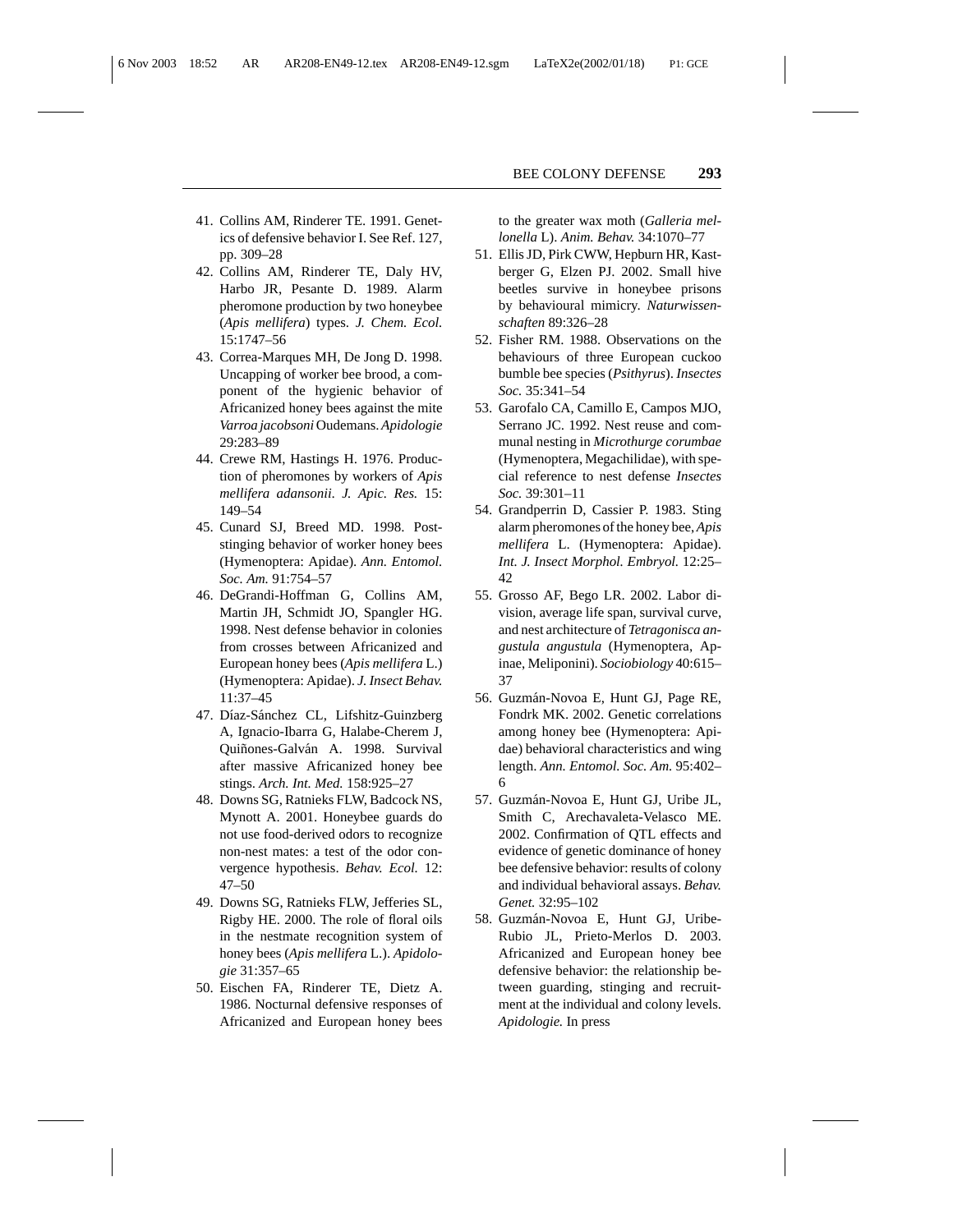41. Collins AM, Rinderer TE. 1991. Genetics of defensive behavior I. See Ref. 127, pp. 309–28
42. Collins AM, Rinderer TE, Daly HV, Harbo JR, Pesante D. 1989. Alarm pheromone production by two honeybee (*Apis mellifera*) types. *J. Chem. Ecol.* 15:1747–56
43. Correa-Marques MH, De Jong D. 1998. Uncapping of worker bee brood, a component of the hygienic behavior of Africanized honey bees against the mite *Varroa jacobsoni* Oudemans. *Apidologie* 29:283–89
44. Crewe RM, Hastings H. 1976. Production of pheromones by workers of *Apis mellifera adansonii*. *J. Apic. Res.* 15: 149–54
45. Cunard SJ, Breed MD. 1998. Post-stinging behavior of worker honey bees (Hymenoptera: Apidae). *Ann. Entomol. Soc. Am.* 91:754–57
46. DeGrandi-Hoffman G, Collins AM, Martin JH, Schmidt JO, Spangler HG. 1998. Nest defense behavior in colonies from crosses between Africanized and European honey bees (*Apis mellifera* L.) (Hymenoptera: Apidae). *J. Insect Behav.* 11:37–45
47. Díaz-Sánchez CL, Lifshitz-Guinzberg A, Ignacio-Ibarra G, Halabe-Cherem J, Quiñones-Galván A. 1998. Survival after massive Africanized honey bee stings. *Arch. Int. Med.* 158:925–27
48. Downs SG, Ratnieks FLW, Badcock NS, Mynott A. 2001. Honeybee guards do not use food-derived odors to recognize non-nest mates: a test of the odor convergence hypothesis. *Behav. Ecol.* 12: 47–50
49. Downs SG, Ratnieks FLW, Jefferies SL, Rigby HE. 2000. The role of floral oils in the nestmate recognition system of honey bees (*Apis mellifera* L.). *Apidologie* 31:357–65
50. Eischen FA, Rinderer TE, Dietz A. 1986. Nocturnal defensive responses of Africanized and European honey bees to the greater wax moth (*Galleria mellonella* L). *Anim. Behav.* 34:1070–77
51. Ellis JD, Pirk CWW, Hepburn HR, Kastberger G, Elzen PJ. 2002. Small hive beetles survive in honeybee prisons by behavioural mimicry. *Naturwissenschaften* 89:326–28
52. Fisher RM. 1988. Observations on the behaviours of three European cuckoo bumble bee species (*Psithyrus*). *Insectes Soc.* 35:341–54
53. Garofalo CA, Camillo E, Campos MJO, Serrano JC. 1992. Nest reuse and communal nesting in *Microthurge corumbae* (Hymenoptera, Megachilidae), with special reference to nest defense *Insectes Soc.* 39:301–11
54. Grandperrin D, Cassier P. 1983. Sting alarm pheromones of the honey bee, *Apis mellifera* L. (Hymenoptera: Apidae). *Int. J. Insect Morphol. Embryol.* 12:25–42
55. Grosso AF, Bego LR. 2002. Labor division, average life span, survival curve, and nest architecture of *Tetragonisca angustula angustula* (Hymenoptera, Apinae, Meliponini). *Sociobiology* 40:615–37
56. Guzmán-Novoa E, Hunt GJ, Page RE, Fondrk MK. 2002. Genetic correlations among honey bee (Hymenoptera: Apidae) behavioral characteristics and wing length. *Ann. Entomol. Soc. Am.* 95:402–6
57. Guzmán-Novoa E, Hunt GJ, Uribe JL, Smith C, Arechavaleta-Velasco ME. 2002. Confirmation of QTL effects and evidence of genetic dominance of honey bee defensive behavior: results of colony and individual behavioral assays. *Behav. Genet.* 32:95–102
58. Guzmán-Novoa E, Hunt GJ, Uribe-Rubio JL, Prieto-Merlos D. 2003. Africanized and European honey bee defensive behavior: the relationship between guarding, stinging and recruitment at the individual and colony levels. *Apidologie.* In press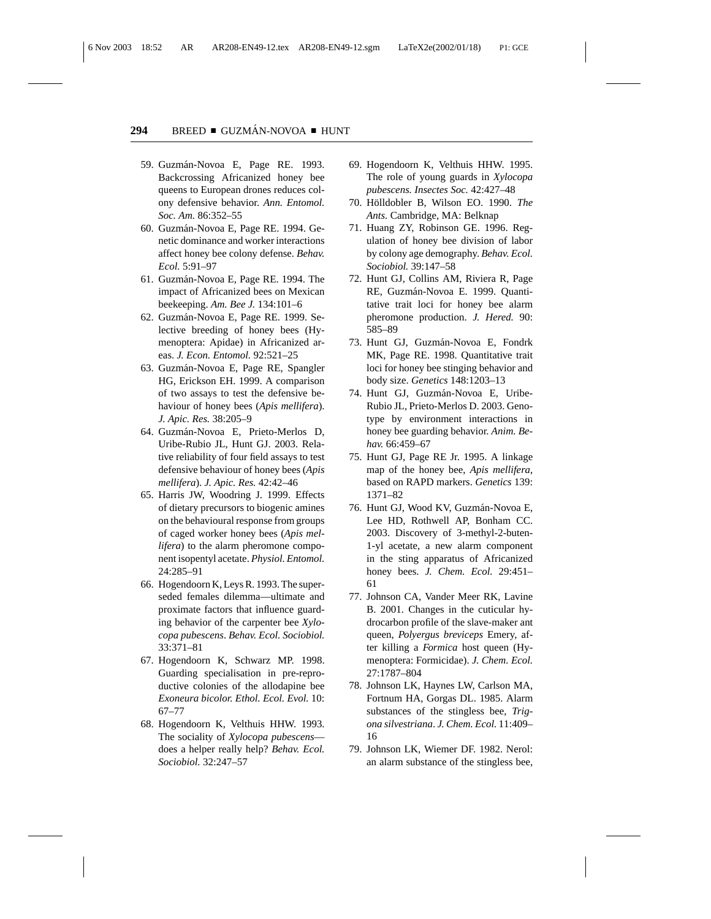59. Guzmán-Novoa E, Page RE. 1993. Backcrossing Africanized honey bee queens to European drones reduces colony defensive behavior. *Ann. Entomol. Soc. Am.* 86:352–55
60. Guzmán-Novoa E, Page RE. 1994. Genetic dominance and worker interactions affect honey bee colony defense. *Behav. Ecol.* 5:91–97
61. Guzmán-Novoa E, Page RE. 1994. The impact of Africanized bees on Mexican beekeeping. *Am. Bee J.* 134:101–6
62. Guzmán-Novoa E, Page RE. 1999. Selective breeding of honey bees (Hymenoptera: Apidae) in Africanized areas. *J. Econ. Entomol.* 92:521–25
63. Guzmán-Novoa E, Page RE, Spangler HG, Erickson EH. 1999. A comparison of two assays to test the defensive behaviour of honey bees (*Apis mellifera*). *J. Apic. Res.* 38:205–9
64. Guzmán-Novoa E, Prieto-Merlos D, Uribe-Rubio JL, Hunt GJ. 2003. Relative reliability of four field assays to test defensive behaviour of honey bees (*Apis mellifera*). *J. Apic. Res.* 42:42–46
65. Harris JW, Woodring J. 1999. Effects of dietary precursors to biogenic amines on the behavioural response from groups of caged worker honey bees (*Apis mellifera*) to the alarm pheromone component isopentyl acetate. *Physiol. Entomol.* 24:285–91
66. Hogendoorn K, Leys R. 1993. The superseded females dilemma—ultimate and proximate factors that influence guarding behavior of the carpenter bee *Xylocopa pubescens*. *Behav. Ecol. Sociobiol.* 33:371–81
67. Hogendoorn K, Schwarz MP. 1998. Guarding specialisation in pre-reproductive colonies of the allodapine bee *Exoneura bicolor. Ethol. Ecol. Evol.* 10: 67–77
68. Hogendoorn K, Velthuis HHW. 1993. The sociality of *Xylocopa pubescens*—does a helper really help? *Behav. Ecol. Sociobiol.* 32:247–57
69. Hogendoorn K, Velthuis HHW. 1995. The role of young guards in *Xylocopa pubescens. Insectes Soc.* 42:427–48
70. Hölldobler B, Wilson EO. 1990. *The Ants.* Cambridge, MA: Belknap
71. Huang ZY, Robinson GE. 1996. Regulation of honey bee division of labor by colony age demography. *Behav. Ecol. Sociobiol.* 39:147–58
72. Hunt GJ, Collins AM, Riviera R, Page RE, Guzmán-Novoa E. 1999. Quantitative trait loci for honey bee alarm pheromone production. *J. Hered.* 90: 585–89
73. Hunt GJ, Guzmán-Novoa E, Fondrk MK, Page RE. 1998. Quantitative trait loci for honey bee stinging behavior and body size. *Genetics* 148:1203–13
74. Hunt GJ, Guzmán-Novoa E, Uribe-Rubio JL, Prieto-Merlos D. 2003. Genotype by environment interactions in honey bee guarding behavior. *Anim. Behav.* 66:459–67
75. Hunt GJ, Page RE Jr. 1995. A linkage map of the honey bee, *Apis mellifera*, based on RAPD markers. *Genetics* 139: 1371–82
76. Hunt GJ, Wood KV, Guzmán-Novoa E, Lee HD, Rothwell AP, Bonham CC. 2003. Discovery of 3-methyl-2-buten-1-yl acetate, a new alarm component in the sting apparatus of Africanized honey bees. *J. Chem. Ecol.* 29:451–61
77. Johnson CA, Vander Meer RK, Lavine B. 2001. Changes in the cuticular hydrocarbon profile of the slave-maker ant queen, *Polyergus breviceps* Emery, after killing a *Formica* host queen (Hymenoptera: Formicidae). *J. Chem. Ecol.* 27:1787–804
78. Johnson LK, Haynes LW, Carlson MA, Fortnum HA, Gorgas DL. 1985. Alarm substances of the stingless bee, *Trigona silvestriana*. *J. Chem. Ecol.* 11:409–16
79. Johnson LK, Wiemer DF. 1982. Nerol: an alarm substance of the stingless bee,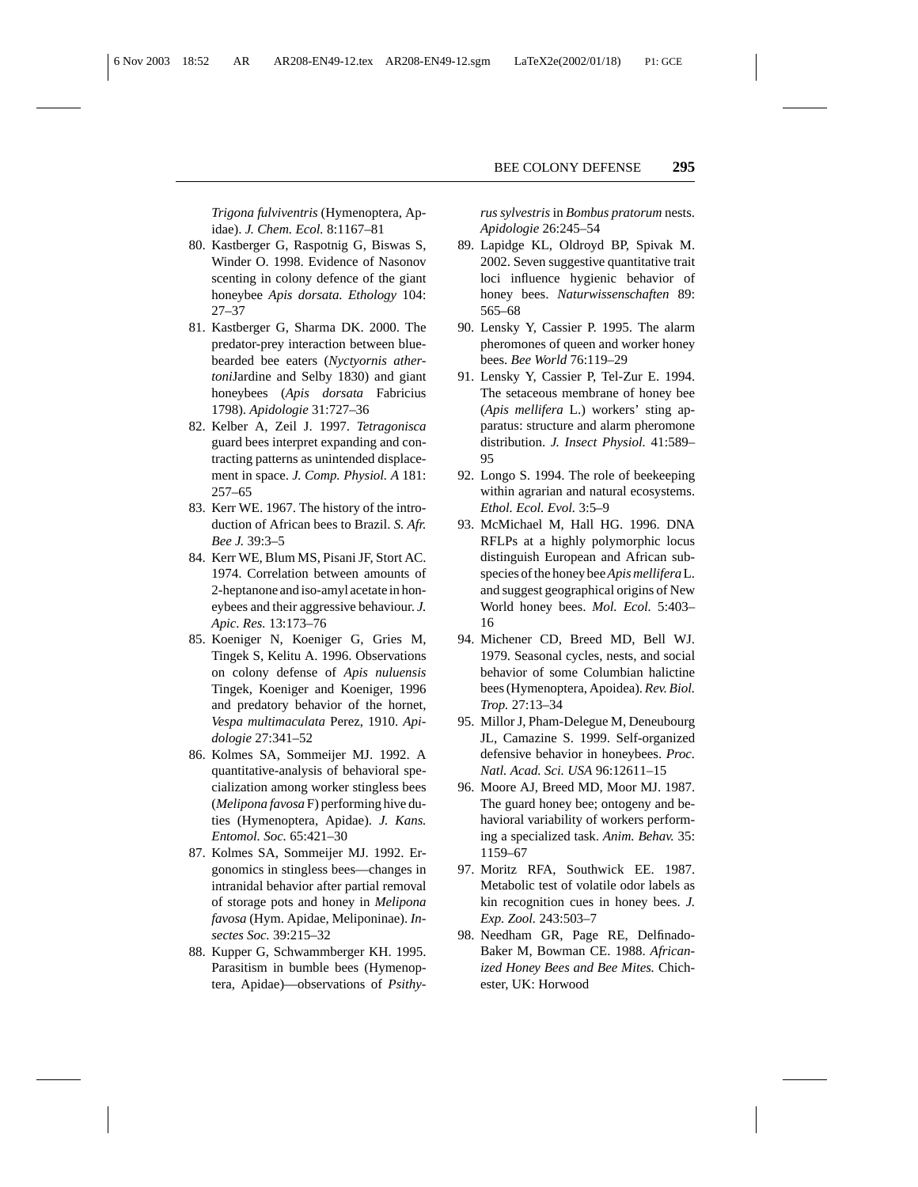*Trigona fulviventris* (Hymenoptera, Apidae). *J. Chem. Ecol.* 8:1167–81

80. Kastberger G, Raspotnig G, Biswas S, Winder O. 1998. Evidence of Nasonov scenting in colony defence of the giant honeybee *Apis dorsata. Ethology* 104: 27–37
81. Kastberger G, Sharma DK. 2000. The predator-prey interaction between blue-bearded bee eaters (*Nyctyornis athertoni*Jardine and Selby 1830) and giant honeybees (*Apis dorsata* Fabricius 1798). *Apidologie* 31:727–36
82. Kelber A, Zeil J. 1997. *Tetragonisca* guard bees interpret expanding and contracting patterns as unintended displacement in space. *J. Comp. Physiol. A* 181: 257–65
83. Kerr WE. 1967. The history of the introduction of African bees to Brazil. *S. Afr. Bee J.* 39:3–5
84. Kerr WE, Blum MS, Pisani JF, Stort AC. 1974. Correlation between amounts of 2-heptanone and iso-amyl acetate in honeybees and their aggressive behaviour. *J. Apic. Res.* 13:173–76
85. Koeniger N, Koeniger G, Gries M, Tingek S, Kelitu A. 1996. Observations on colony defense of *Apis nuluensis* Tingek, Koeniger and Koeniger, 1996 and predatory behavior of the hornet, *Vespa multimaculata* Perez, 1910. *Apidologie* 27:341–52
86. Kolmes SA, Sommeijer MJ. 1992. A quantitative-analysis of behavioral specialization among worker stingless bees (*Melipona favosa* F) performing hive duties (Hymenoptera, Apidae). *J. Kans. Entomol. Soc.* 65:421–30
87. Kolmes SA, Sommeijer MJ. 1992. Ergonomics in stingless bees—changes in intranidal behavior after partial removal of storage pots and honey in *Melipona favosa* (Hym. Apidae, Meliponinae). *Insectes Soc.* 39:215–32
88. Kupper G, Schwammberger KH. 1995. Parasitism in bumble bees (Hymenoptera, Apidae)—observations of *Psithyrus sylvestris* in *Bombus pratorum* nests. *Apidologie* 26:245–54
89. Lapidge KL, Oldroyd BP, Spivak M. 2002. Seven suggestive quantitative trait loci influence hygienic behavior of honey bees. *Naturwissenschaften* 89: 565–68
90. Lensky Y, Cassier P. 1995. The alarm pheromones of queen and worker honey bees. *Bee World* 76:119–29
91. Lensky Y, Cassier P, Tel-Zur E. 1994. The setaceous membrane of honey bee (*Apis mellifera* L.) workers' sting apparatus: structure and alarm pheromone distribution. *J. Insect Physiol.* 41:589–95
92. Longo S. 1994. The role of beekeeping within agrarian and natural ecosystems. *Ethol. Ecol. Evol.* 3:5–9
93. McMichael M, Hall HG. 1996. DNA RFLPs at a highly polymorphic locus distinguish European and African subspecies of the honey bee *Apis mellifera* L. and suggest geographical origins of New World honey bees. *Mol. Ecol.* 5:403–16
94. Michener CD, Breed MD, Bell WJ. 1979. Seasonal cycles, nests, and social behavior of some Columbian halictine bees (Hymenoptera, Apoidea). *Rev. Biol. Trop.* 27:13–34
95. Millor J, Pham-Delegue M, Deneubourg JL, Camazine S. 1999. Self-organized defensive behavior in honeybees. *Proc. Natl. Acad. Sci. USA* 96:12611–15
96. Moore AJ, Breed MD, Moor MJ. 1987. The guard honey bee; ontogeny and behavioral variability of workers performing a specialized task. *Anim. Behav.* 35: 1159–67
97. Moritz RFA, Southwick EE. 1987. Metabolic test of volatile odor labels as kin recognition cues in honey bees. *J. Exp. Zool.* 243:503–7
98. Needham GR, Page RE, Delfinado-Baker M, Bowman CE. 1988. *Africanized Honey Bees and Bee Mites.* Chichester, UK: Horwood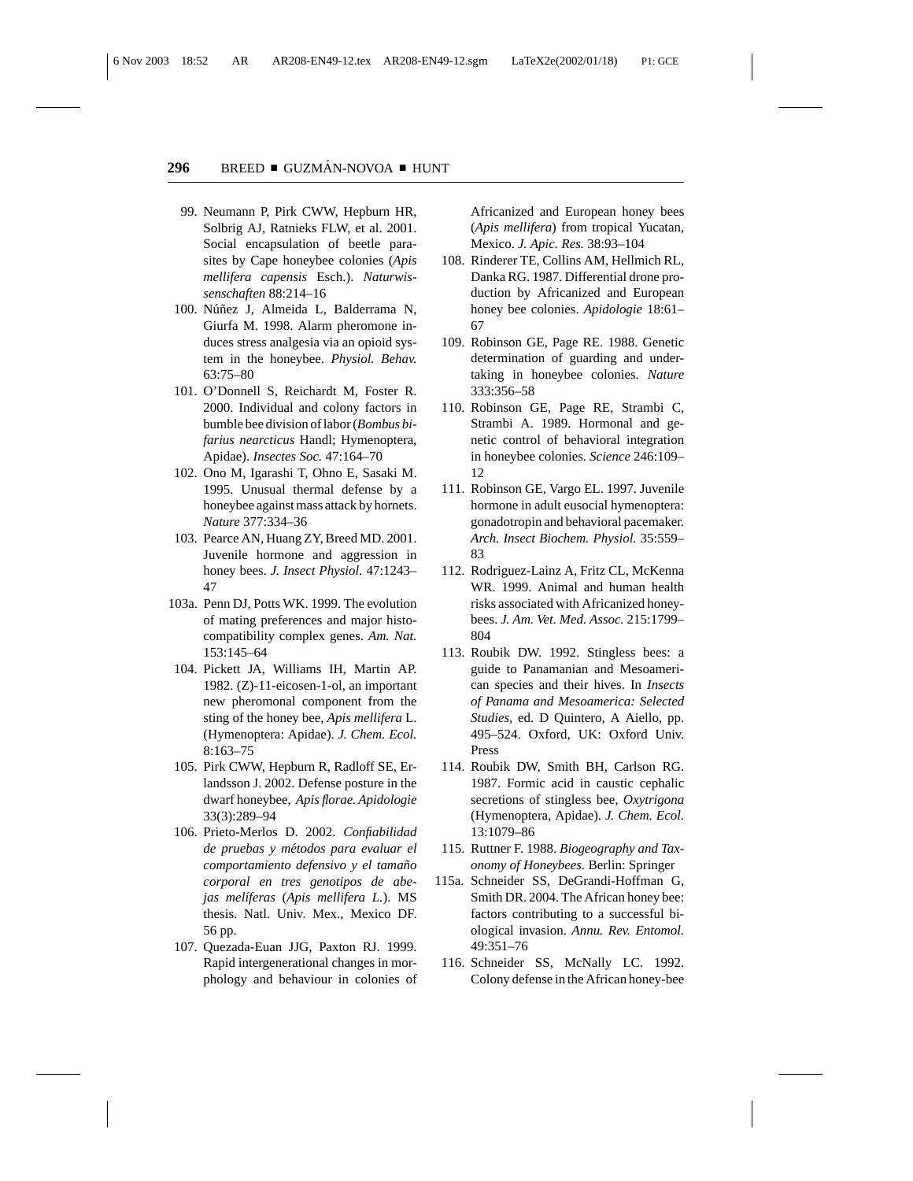99. Neumann P, Pirk CWW, Hepburn HR, Solbrig AJ, Ratnieks FLW, et al. 2001. Social encapsulation of beetle parasites by Cape honeybee colonies (*Apis mellifera capensis* Esch.). *Naturwissenschaften* 88:214–16
100. Núñez J, Almeida L, Balderrama N, Giurfa M. 1998. Alarm pheromone induces stress analgesia via an opioid system in the honeybee. *Physiol. Behav.* 63:75–80
101. O'Donnell S, Reichardt M, Foster R. 2000. Individual and colony factors in bumble bee division of labor (*Bombus bifarius nearcticus* Handl; Hymenoptera, Apidae). *Insectes Soc.* 47:164–70
102. Ono M, Igarashi T, Ohno E, Sasaki M. 1995. Unusual thermal defense by a honeybee against mass attack by hornets. *Nature* 377:334–36
103. Pearce AN, Huang ZY, Breed MD. 2001. Juvenile hormone and aggression in honey bees. *J. Insect Physiol.* 47:1243–47

103a. Penn DJ, Potts WK. 1999. The evolution of mating preferences and major histocompatibility complex genes. *Am. Nat.* 153:145–64

104. Pickett JA, Williams IH, Martin AP. 1982. (Z)-11-eicosen-1-ol, an important new pheromonal component from the sting of the honey bee, *Apis mellifera* L. (Hymenoptera: Apidae). *J. Chem. Ecol.* 8:163–75
105. Pirk CWW, Hepburn R, Radloff SE, Erlandsson J. 2002. Defense posture in the dwarf honeybee, *Apis florae*. *Apidologie* 33(3):289–94
106. Prieto-Merlos D. 2002. *Confiabilidad de pruebas y métodos para evaluar el comportamiento defensivo y el tamaño corporal en tres genotipos de abejas melíferas* (*Apis mellifera L.*). MS thesis. Natl. Univ. Mex., Mexico DF. 56 pp.
107. Quezada-Euan JJG, Paxton RJ. 1999. Rapid intergenerational changes in morphology and behaviour in colonies of Africanized and European honey bees (*Apis mellifera*) from tropical Yucatan, Mexico. *J. Apic. Res.* 38:93–104
108. Rinderer TE, Collins AM, Hellmich RL, Danka RG. 1987. Differential drone production by Africanized and European honey bee colonies. *Apidologie* 18:61–67
109. Robinson GE, Page RE. 1988. Genetic determination of guarding and undertaking in honeybee colonies. *Nature* 333:356–58
110. Robinson GE, Page RE, Strambi C, Strambi A. 1989. Hormonal and genetic control of behavioral integration in honeybee colonies. *Science* 246:109–12
111. Robinson GE, Vargo EL. 1997. Juvenile hormone in adult eusocial hymenoptera: gonadotropin and behavioral pacemaker. *Arch. Insect Biochem. Physiol.* 35:559–83
112. Rodriguez-Lainz A, Fritz CL, McKenna WR. 1999. Animal and human health risks associated with Africanized honeybees. *J. Am. Vet. Med. Assoc.* 215:1799–804
113. Roubik DW. 1992. Stingless bees: a guide to Panamanian and Mesoamerican species and their hives. In *Insects of Panama and Mesoamerica: Selected Studies*, ed. D Quintero, A Aiello, pp. 495–524. Oxford, UK: Oxford Univ. Press
114. Roubik DW, Smith BH, Carlson RG. 1987. Formic acid in caustic cephalic secretions of stingless bee, *Oxytrigona* (Hymenoptera, Apidae). *J. Chem. Ecol.* 13:1079–86
115. Ruttner F. 1988. *Biogeography and Taxonomy of Honeybees.* Berlin: Springer

115a. Schneider SS, DeGrandi-Hoffman G, Smith DR. 2004. The African honey bee: factors contributing to a successful biological invasion. *Annu. Rev. Entomol.* 49:351–76

116. Schneider SS, McNally LC. 1992. Colony defense in the African honey-bee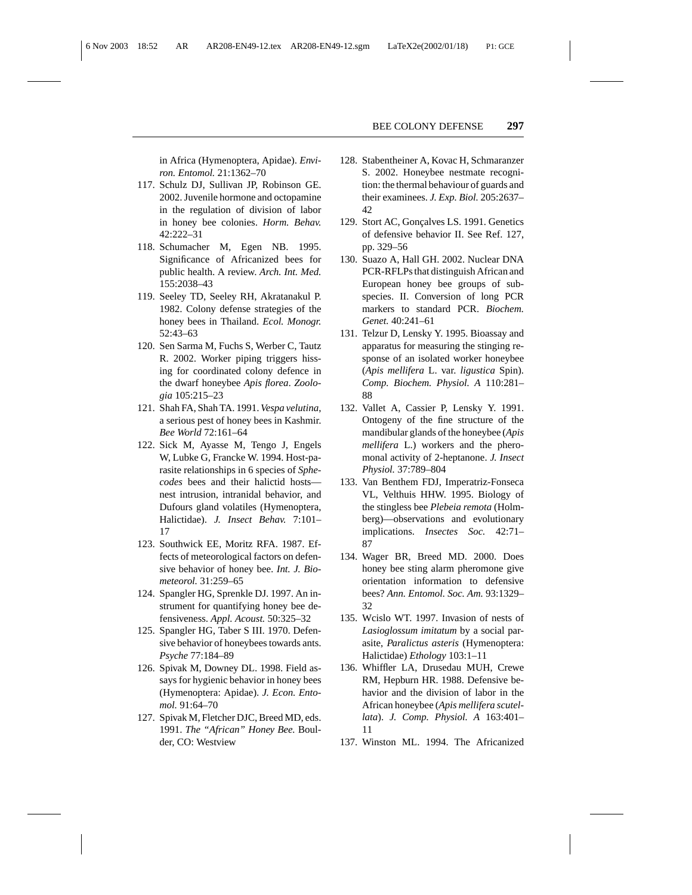in Africa (Hymenoptera, Apidae). *Environ. Entomol.* 21:1362–70

117. Schulz DJ, Sullivan JP, Robinson GE. 2002. Juvenile hormone and octopamine in the regulation of division of labor in honey bee colonies. *Horm. Behav.* 42:222–31
118. Schumacher M, Egen NB. 1995. Significance of Africanized bees for public health. A review. *Arch. Int. Med.* 155:2038–43
119. Seeley TD, Seeley RH, Akratanakul P. 1982. Colony defense strategies of the honey bees in Thailand. *Ecol. Monogr.* 52:43–63
120. Sen Sarma M, Fuchs S, Werber C, Tautz R. 2002. Worker piping triggers hissing for coordinated colony defence in the dwarf honeybee *Apis florea*. *Zoologia* 105:215–23
121. Shah FA, Shah TA. 1991. *Vespa velutina*, a serious pest of honey bees in Kashmir. *Bee World* 72:161–64
122. Sick M, Ayasse M, Tengo J, Engels W, Lubke G, Francke W. 1994. Host-parasite relationships in 6 species of *Sphecodes* bees and their halictid hosts—nest intrusion, intranidal behavior, and Dufours gland volatiles (Hymenoptera, Halictidae). *J. Insect Behav.* 7:101–17
123. Southwick EE, Moritz RFA. 1987. Effects of meteorological factors on defensive behavior of honey bee. *Int. J. Biometeorol.* 31:259–65
124. Spangler HG, Sprenkle DJ. 1997. An instrument for quantifying honey bee defensiveness. *Appl. Acoust.* 50:325–32
125. Spangler HG, Taber S III. 1970. Defensive behavior of honeybees towards ants. *Psyche* 77:184–89
126. Spivak M, Downey DL. 1998. Field assays for hygienic behavior in honey bees (Hymenoptera: Apidae). *J. Econ. Entomol.* 91:64–70
127. Spivak M, Fletcher DJC, Breed MD, eds. 1991. *The "African" Honey Bee.* Boulder, CO: Westview
128. Stabentheiner A, Kovac H, Schmaranzer S. 2002. Honeybee nestmate recognition: the thermal behaviour of guards and their examinees. *J. Exp. Biol.* 205:2637–42
129. Stort AC, Gonçalves LS. 1991. Genetics of defensive behavior II. See Ref. 127, pp. 329–56
130. Suazo A, Hall GH. 2002. Nuclear DNA PCR-RFLPs that distinguish African and European honey bee groups of subspecies. II. Conversion of long PCR markers to standard PCR. *Biochem. Genet.* 40:241–61
131. Telzur D, Lensky Y. 1995. Bioassay and apparatus for measuring the stinging response of an isolated worker honeybee (*Apis mellifera* L. var. *ligustica* Spin). *Comp. Biochem. Physiol. A* 110:281–88
132. Vallet A, Cassier P, Lensky Y. 1991. Ontogeny of the fine structure of the mandibular glands of the honeybee (*Apis mellifera* L.) workers and the pheromonal activity of 2-heptanone. *J. Insect Physiol.* 37:789–804
133. Van Benthem FDJ, Imperatriz-Fonseca VL, Velthuis HHW. 1995. Biology of the stingless bee *Plebeia remota* (Holmberg)—observations and evolutionary implications. *Insectes Soc.* 42:71–87
134. Wager BR, Breed MD. 2000. Does honey bee sting alarm pheromone give orientation information to defensive bees? *Ann. Entomol. Soc. Am.* 93:1329–32
135. Wcislo WT. 1997. Invasion of nests of *Lasioglossum imitatum* by a social parasite, *Paralictus asteris* (Hymenoptera: Halictidae) *Ethology* 103:1–11
136. Whiffler LA, Drusedau MUH, Crewe RM, Hepburn HR. 1988. Defensive behavior and the division of labor in the African honeybee (*Apis mellifera scutellata*). *J. Comp. Physiol. A* 163:401–11
137. Winston ML. 1994. The Africanized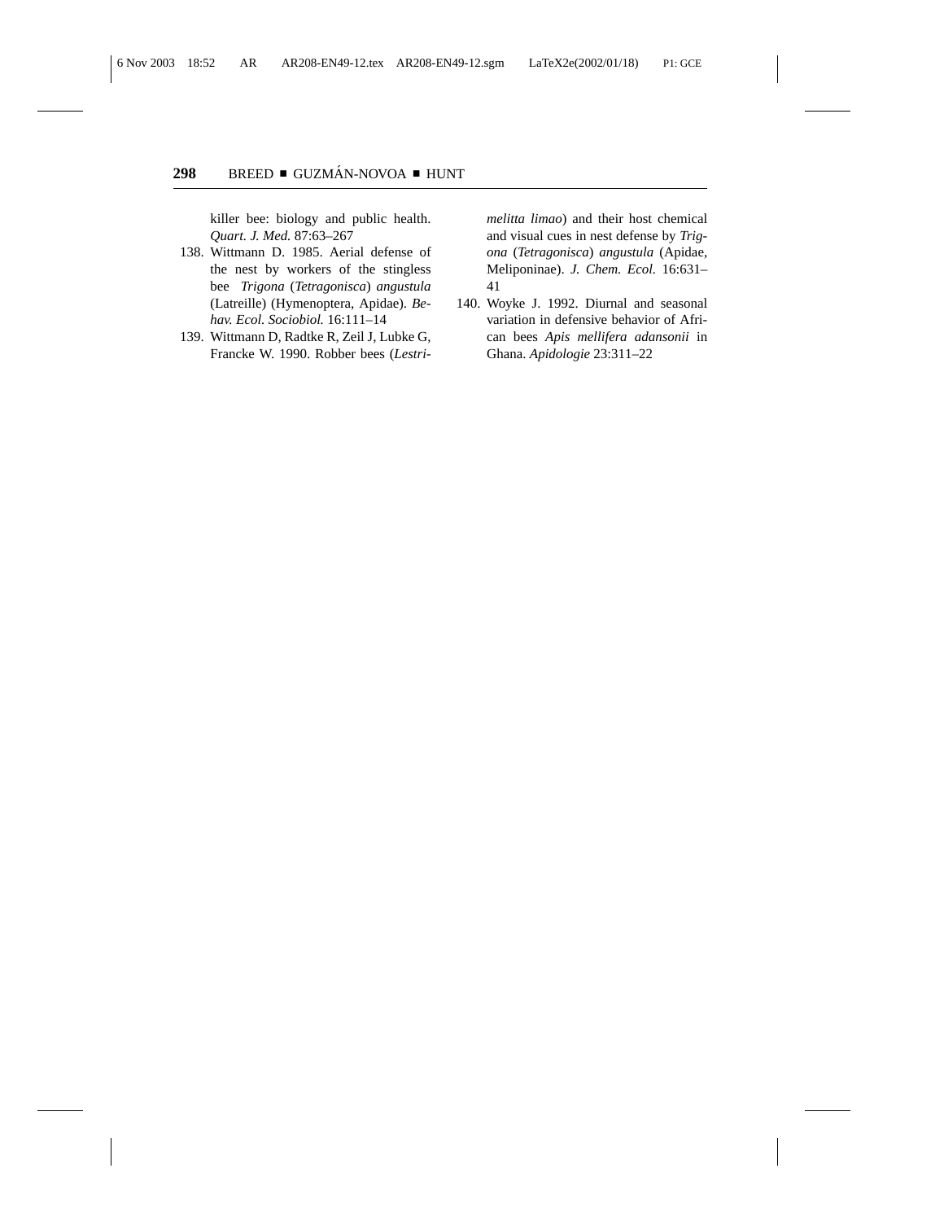killer bee: biology and public health. *Quart. J. Med.* 87:63–267

138. Wittmann D. 1985. Aerial defense of the nest by workers of the stingless bee *Trigona* (*Tetragonisca*) *angustula* (Latreille) (Hymenoptera, Apidae). *Behav. Ecol. Sociobiol.* 16:111–14
139. Wittmann D, Radtke R, Zeil J, Lubke G, Francke W. 1990. Robber bees (*Lestrimelitta limao*) and their host chemical and visual cues in nest defense by *Trigona* (*Tetragonisca*) *angustula* (Apidae, Meliponinae). *J. Chem. Ecol.* 16:631–41
140. Woyke J. 1992. Diurnal and seasonal variation in defensive behavior of African bees *Apis mellifera adansonii* in Ghana. *Apidologie* 23:311–22